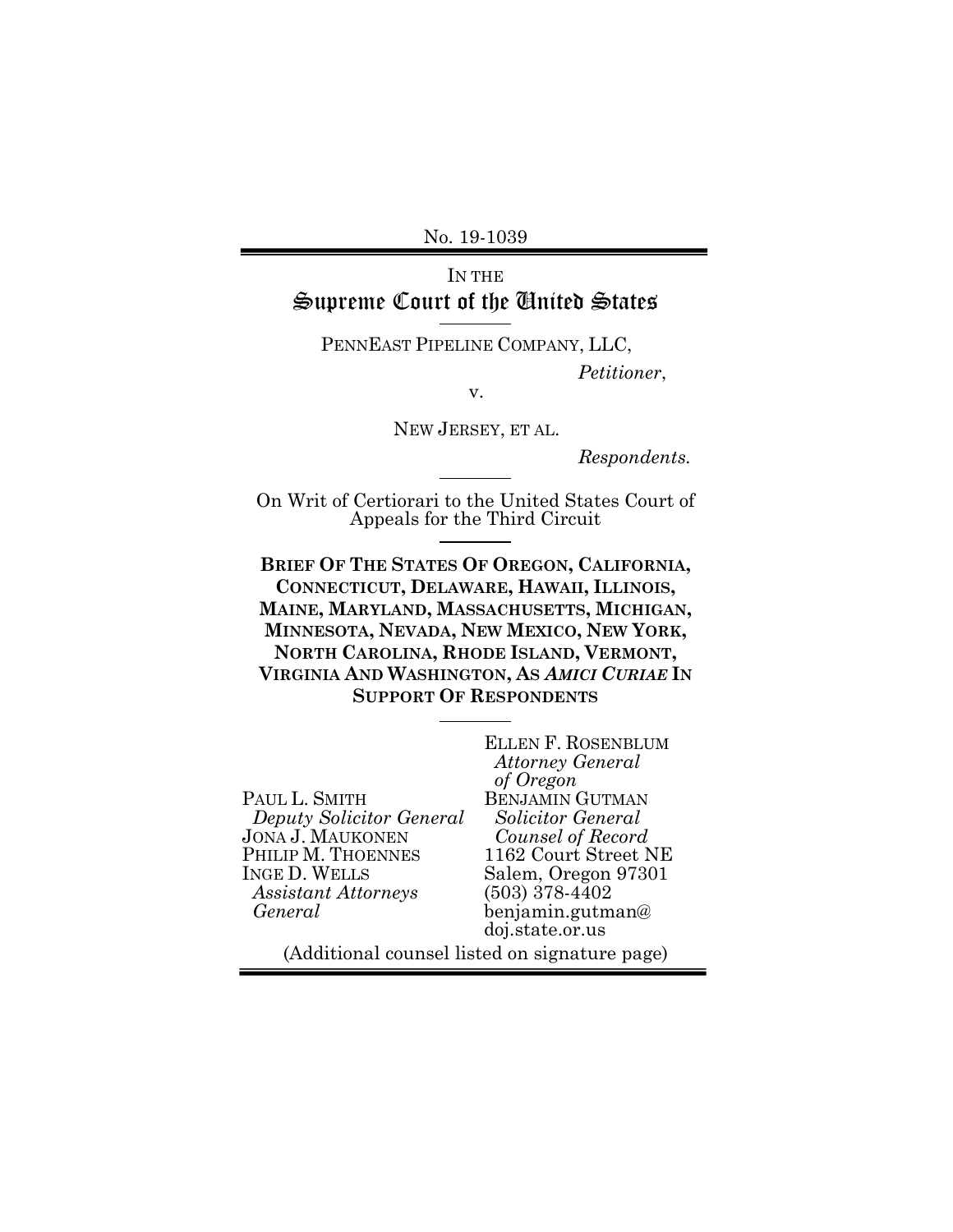No. 19-1039

IN THE
# Supreme Court of the United States

PENNEAST PIPELINE COMPANY, LLC,

*Petitioner*,

v.

NEW JERSEY, ET AL.

*Respondents.*

On Writ of Certiorari to the United States Court of Appeals for the Third Circuit

**BRIEF OF THE STATES OF OREGON, CALIFORNIA, CONNECTICUT, DELAWARE, HAWAII, ILLINOIS, MAINE, MARYLAND, MASSACHUSETTS, MICHIGAN, MINNESOTA, NEVADA, NEW MEXICO, NEW YORK, NORTH CAROLINA, RHODE ISLAND, VERMONT, VIRGINIA AND WASHINGTON, AS *AMICI CURIAE* IN SUPPORT OF RESPONDENTS**

PAUL L. SMITH
*Deputy Solicitor General*
JONA J. MAUKONEN
PHILIP M. THOENNES
INGE D. WELLS
*Assistant Attorneys General*

ELLEN F. ROSENBLUM
*Attorney General of Oregon*
BENJAMIN GUTMAN
*Solicitor General*
*Counsel of Record*
1162 Court Street NE
Salem, Oregon 97301
(503) 378-4402
benjamin.gutman@doj.state.or.us

(Additional counsel listed on signature page)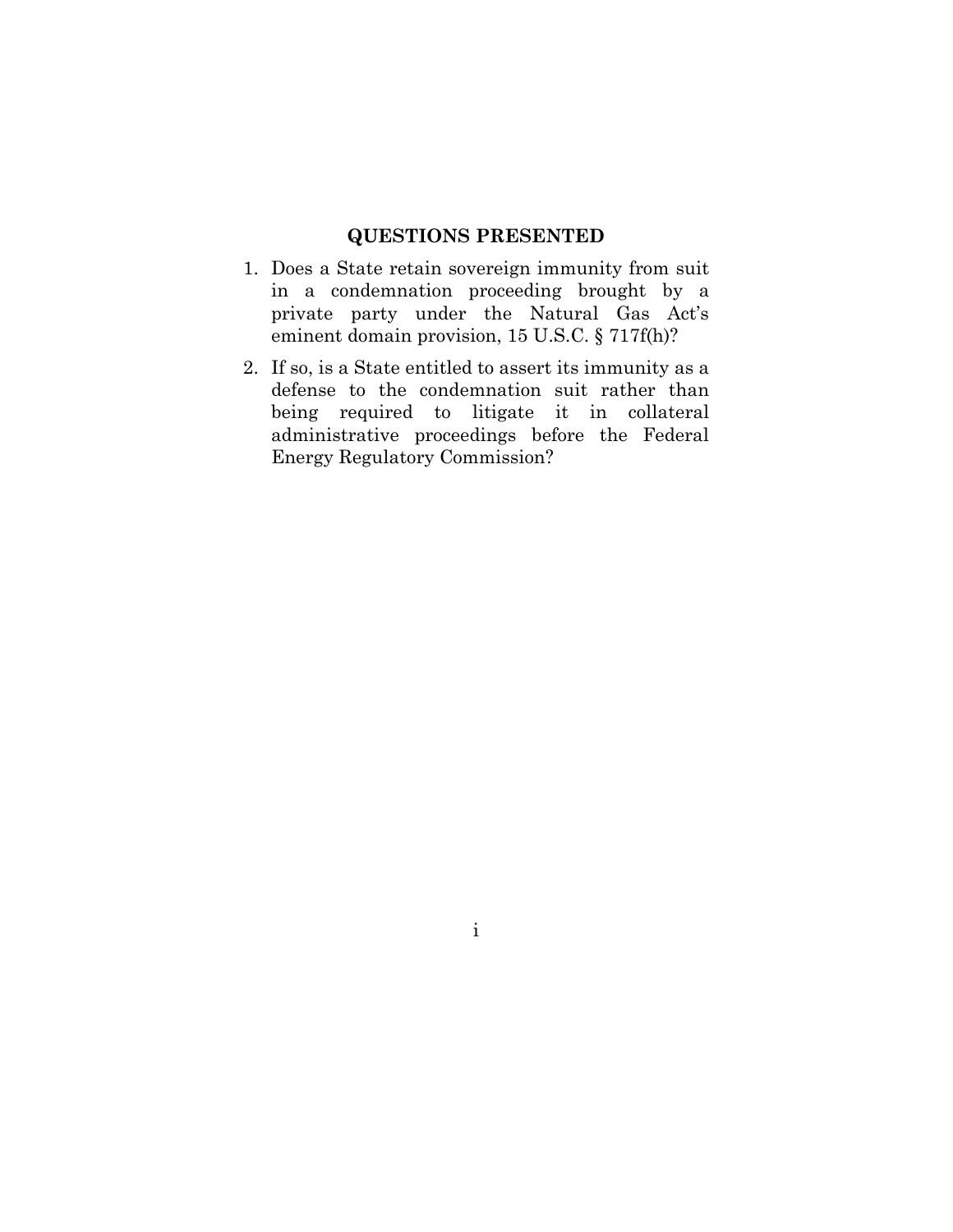## QUESTIONS PRESENTED

1. Does a State retain sovereign immunity from suit in a condemnation proceeding brought by a private party under the Natural Gas Act's eminent domain provision, 15 U.S.C. § 717f(h)?
2. If so, is a State entitled to assert its immunity as a defense to the condemnation suit rather than being required to litigate it in collateral administrative proceedings before the Federal Energy Regulatory Commission?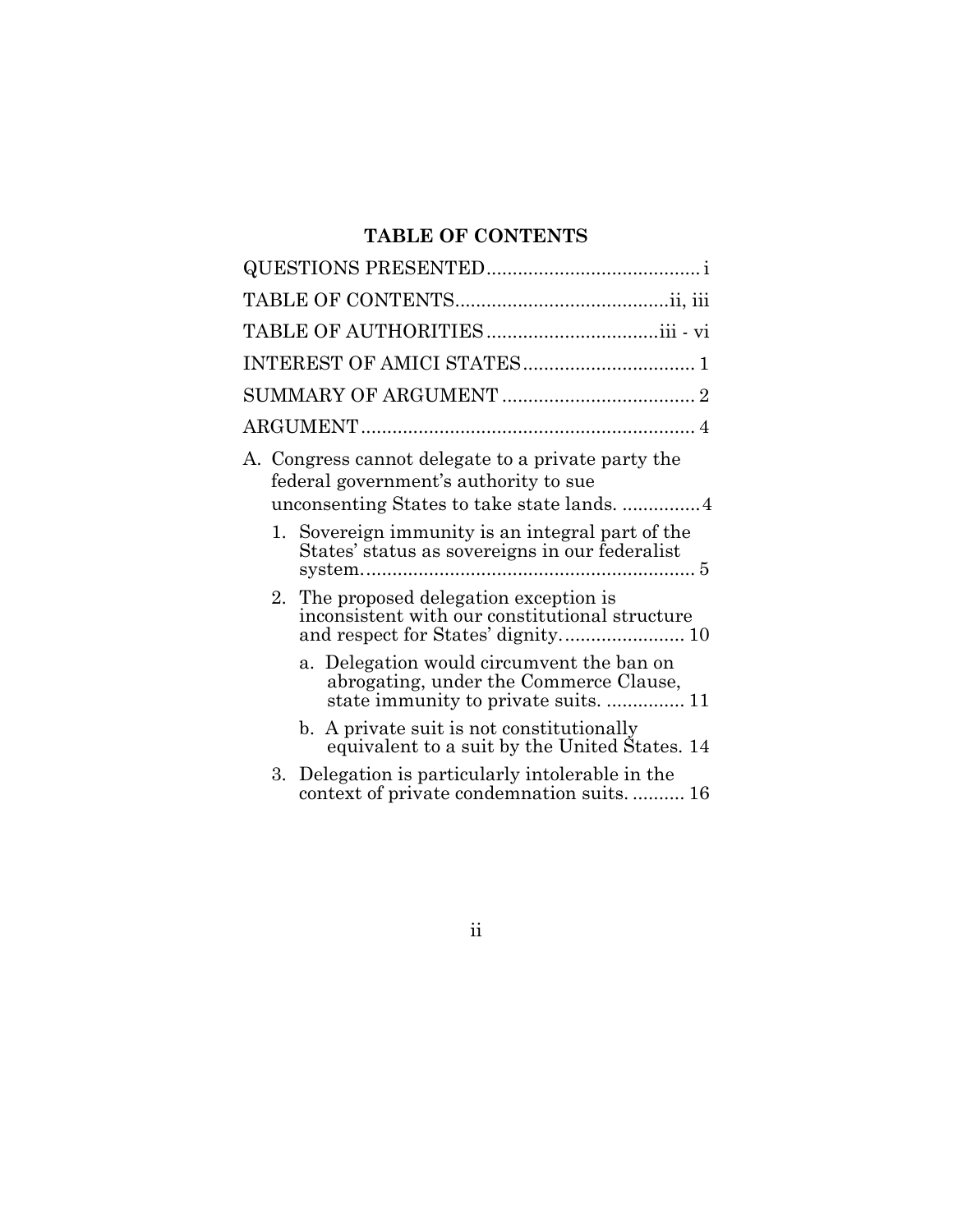## TABLE OF CONTENTS

QUESTIONS PRESENTED ........................................ i

TABLE OF CONTENTS ........................................ ii, iii

TABLE OF AUTHORITIES ................................ iii - vi

INTEREST OF AMICI STATES ................................ 1

SUMMARY OF ARGUMENT .................................... 2

ARGUMENT ............................................................. 4

A. Congress cannot delegate to a private party the federal government's authority to sue unconsenting States to take state lands. ............... 4

   1. Sovereign immunity is an integral part of the States' status as sovereigns in our federalist system. ............................................................... 5

   2. The proposed delegation exception is inconsistent with our constitutional structure and respect for States' dignity. ....................... 10

      a. Delegation would circumvent the ban on abrogating, under the Commerce Clause, state immunity to private suits. ............... 11

      b. A private suit is not constitutionally equivalent to a suit by the United States. 14

   3. Delegation is particularly intolerable in the context of private condemnation suits. .......... 16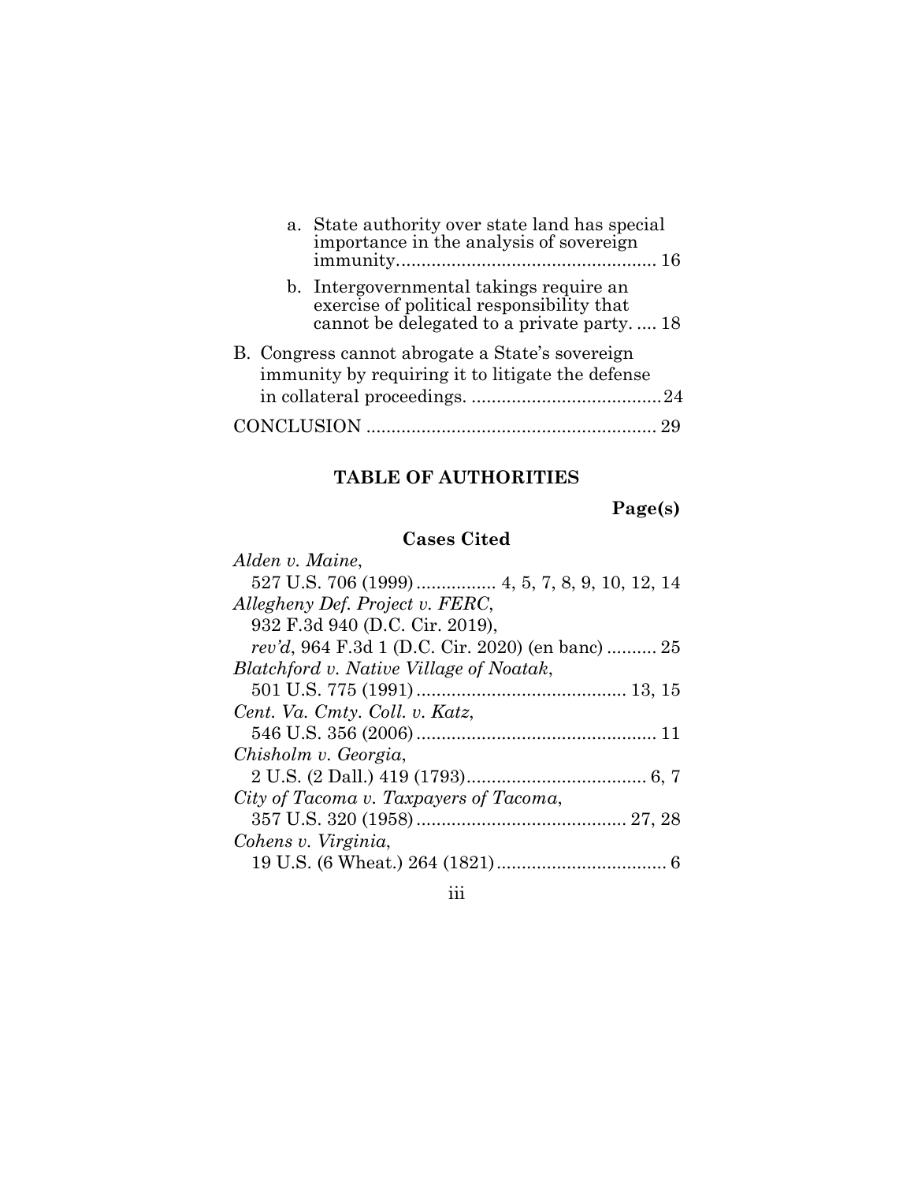a. State authority over state land has special importance in the analysis of sovereign immunity.................................................... 16

b. Intergovernmental takings require an exercise of political responsibility that cannot be delegated to a private party. .... 18

B. Congress cannot abrogate a State's sovereign immunity by requiring it to litigate the defense in collateral proceedings. ......................................24

CONCLUSION ........................................................... 29

## TABLE OF AUTHORITIES

**Page(s)**

### Cases Cited

*Alden v. Maine*,
527 U.S. 706 (1999)................ 4, 5, 7, 8, 9, 10, 12, 14

*Allegheny Def. Project v. FERC*,
932 F.3d 940 (D.C. Cir. 2019),
*rev'd*, 964 F.3d 1 (D.C. Cir. 2020) (en banc) .......... 25

*Blatchford v. Native Village of Noatak*,
501 U.S. 775 (1991).......................................... 13, 15

*Cent. Va. Cmty. Coll. v. Katz*,
546 U.S. 356 (2006)................................................ 11

*Chisholm v. Georgia*,
2 U.S. (2 Dall.) 419 (1793).................................... 6, 7

*City of Tacoma v. Taxpayers of Tacoma*,
357 U.S. 320 (1958).......................................... 27, 28

*Cohens v. Virginia*,
19 U.S. (6 Wheat.) 264 (1821).................................. 6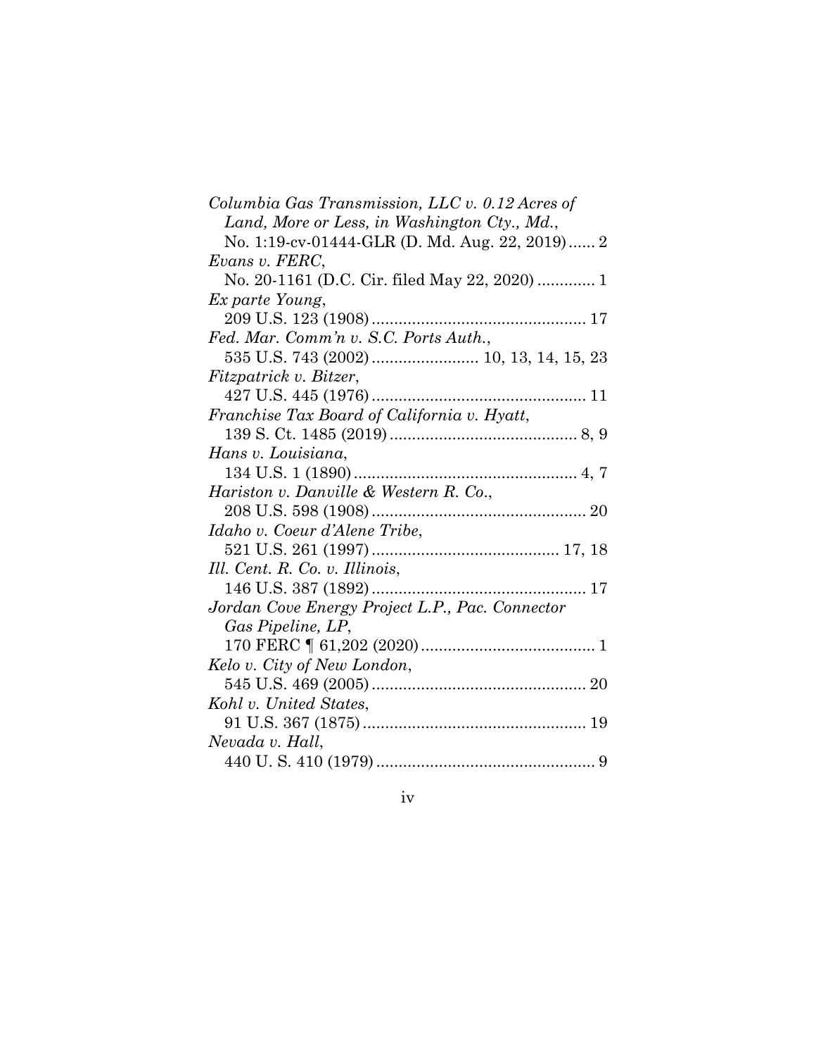*Columbia Gas Transmission, LLC v. 0.12 Acres of Land, More or Less, in Washington Cty., Md.*,
No. 1:19-cv-01444-GLR (D. Md. Aug. 22, 2019) ...... 2

*Evans v. FERC*,
No. 20-1161 (D.C. Cir. filed May 22, 2020) ............ 1

*Ex parte Young*,
209 U.S. 123 (1908) ............................................... 17

*Fed. Mar. Comm'n v. S.C. Ports Auth.*,
535 U.S. 743 (2002) ....................... 10, 13, 14, 15, 23

*Fitzpatrick v. Bitzer*,
427 U.S. 445 (1976) ............................................... 11

*Franchise Tax Board of California v. Hyatt*,
139 S. Ct. 1485 (2019) ......................................... 8, 9

*Hans v. Louisiana*,
134 U.S. 1 (1890) ................................................. 4, 7

*Hariston v. Danville & Western R. Co.*,
208 U.S. 598 (1908) ............................................... 20

*Idaho v. Coeur d'Alene Tribe*,
521 U.S. 261 (1997) ......................................... 17, 18

*Ill. Cent. R. Co. v. Illinois*,
146 U.S. 387 (1892) ............................................... 17

*Jordan Cove Energy Project L.P., Pac. Connector Gas Pipeline, LP*,
170 FERC ¶ 61,202 (2020) ...................................... 1

*Kelo v. City of New London*,
545 U.S. 469 (2005) ............................................... 20

*Kohl v. United States*,
91 U.S. 367 (1875) ................................................. 19

*Nevada v. Hall*,
440 U. S. 410 (1979) ................................................ 9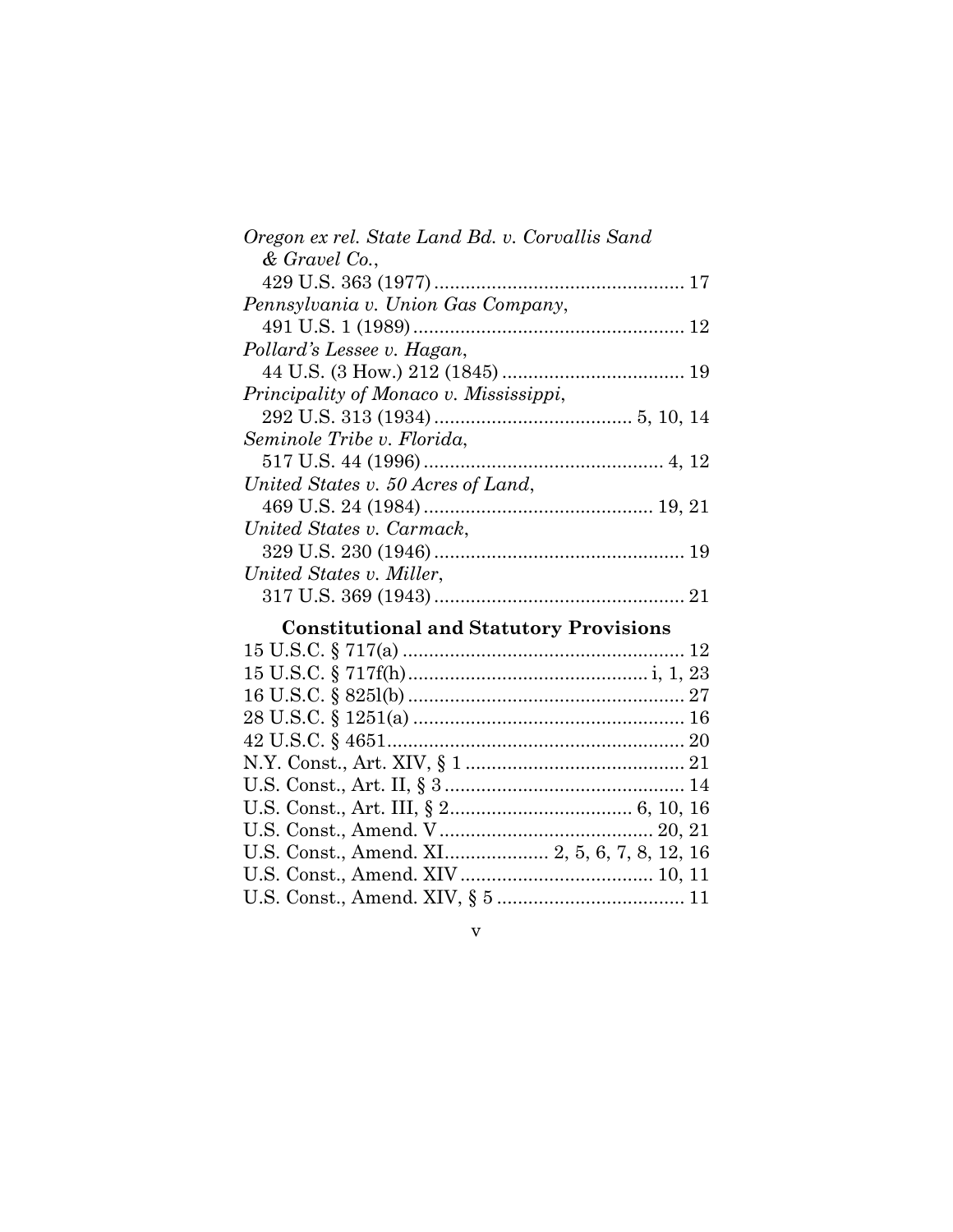*Oregon ex rel. State Land Bd. v. Corvallis Sand & Gravel Co.*,
429 U.S. 363 (1977) ................................................ 17

*Pennsylvania v. Union Gas Company*,
491 U.S. 1 (1989) .................................................... 12

*Pollard's Lessee v. Hagan*,
44 U.S. (3 How.) 212 (1845) ................................... 19

*Principality of Monaco v. Mississippi*,
292 U.S. 313 (1934) ...................................... 5, 10, 14

*Seminole Tribe v. Florida*,
517 U.S. 44 (1996) .............................................. 4, 12

*United States v. 50 Acres of Land*,
469 U.S. 24 (1984) ............................................ 19, 21

*United States v. Carmack*,
329 U.S. 230 (1946) ................................................ 19

*United States v. Miller*,
317 U.S. 369 (1943) ................................................ 21

## Constitutional and Statutory Provisions

15 U.S.C. § 717(a) ...................................................... 12
15 U.S.C. § 717f(h) ............................................. i, 1, 23
16 U.S.C. § 825l(b) ..................................................... 27
28 U.S.C. § 1251(a) .................................................... 16
42 U.S.C. § 4651 ......................................................... 20
N.Y. Const., Art. XIV, § 1 .......................................... 21
U.S. Const., Art. II, § 3 .............................................. 14
U.S. Const., Art. III, § 2 .................................. 6, 10, 16
U.S. Const., Amend. V ........................................ 20, 21
U.S. Const., Amend. XI.................. 2, 5, 6, 7, 8, 12, 16
U.S. Const., Amend. XIV ..................................... 10, 11
U.S. Const., Amend. XIV, § 5 .................................... 11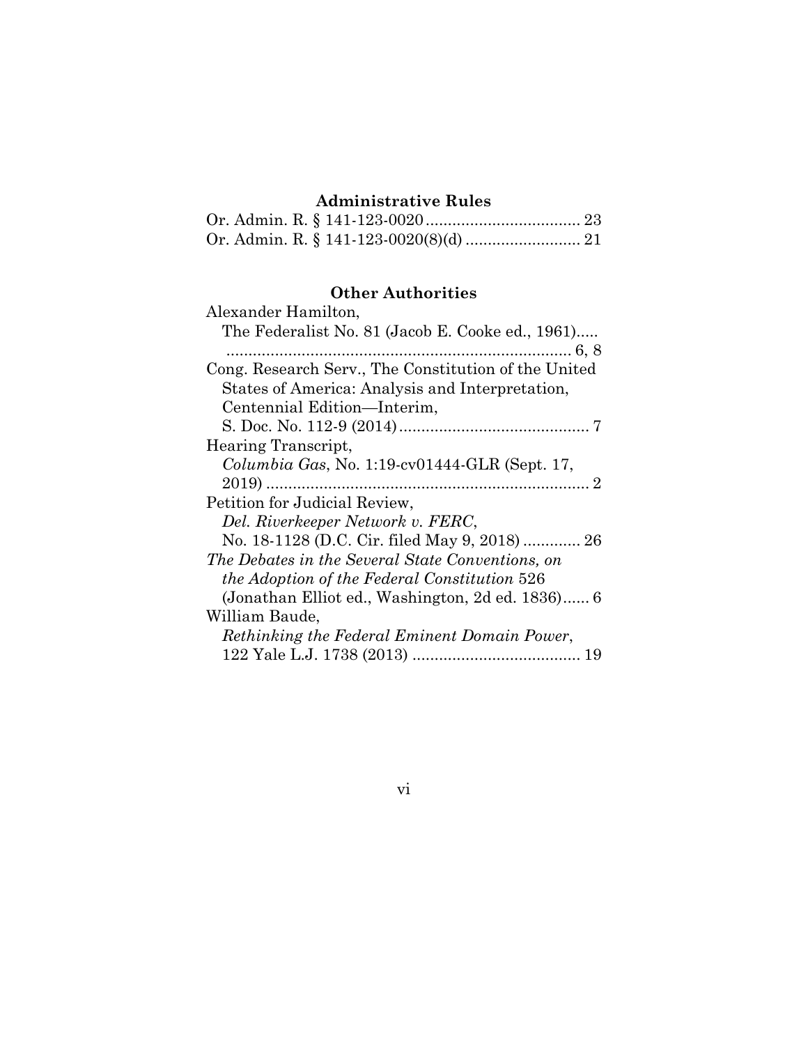### Administrative Rules

Or. Admin. R. § 141-123-0020 .................................. 23
Or. Admin. R. § 141-123-0020(8)(d) .......................... 21

### Other Authorities

Alexander Hamilton,
  The Federalist No. 81 (Jacob E. Cooke ed., 1961)..... .............................................................................. 6, 8
Cong. Research Serv., The Constitution of the United States of America: Analysis and Interpretation, Centennial Edition—Interim, S. Doc. No. 112-9 (2014)........................................... 7
Hearing Transcript,
  *Columbia Gas*, No. 1:19-cv01444-GLR (Sept. 17, 2019) ......................................................................... 2
Petition for Judicial Review,
  *Del. Riverkeeper Network v. FERC*,
  No. 18-1128 (D.C. Cir. filed May 9, 2018) ............. 26
*The Debates in the Several State Conventions, on the Adoption of the Federal Constitution* 526 (Jonathan Elliot ed., Washington, 2d ed. 1836)...... 6
William Baude,
  *Rethinking the Federal Eminent Domain Power*, 122 Yale L.J. 1738 (2013) ...................................... 19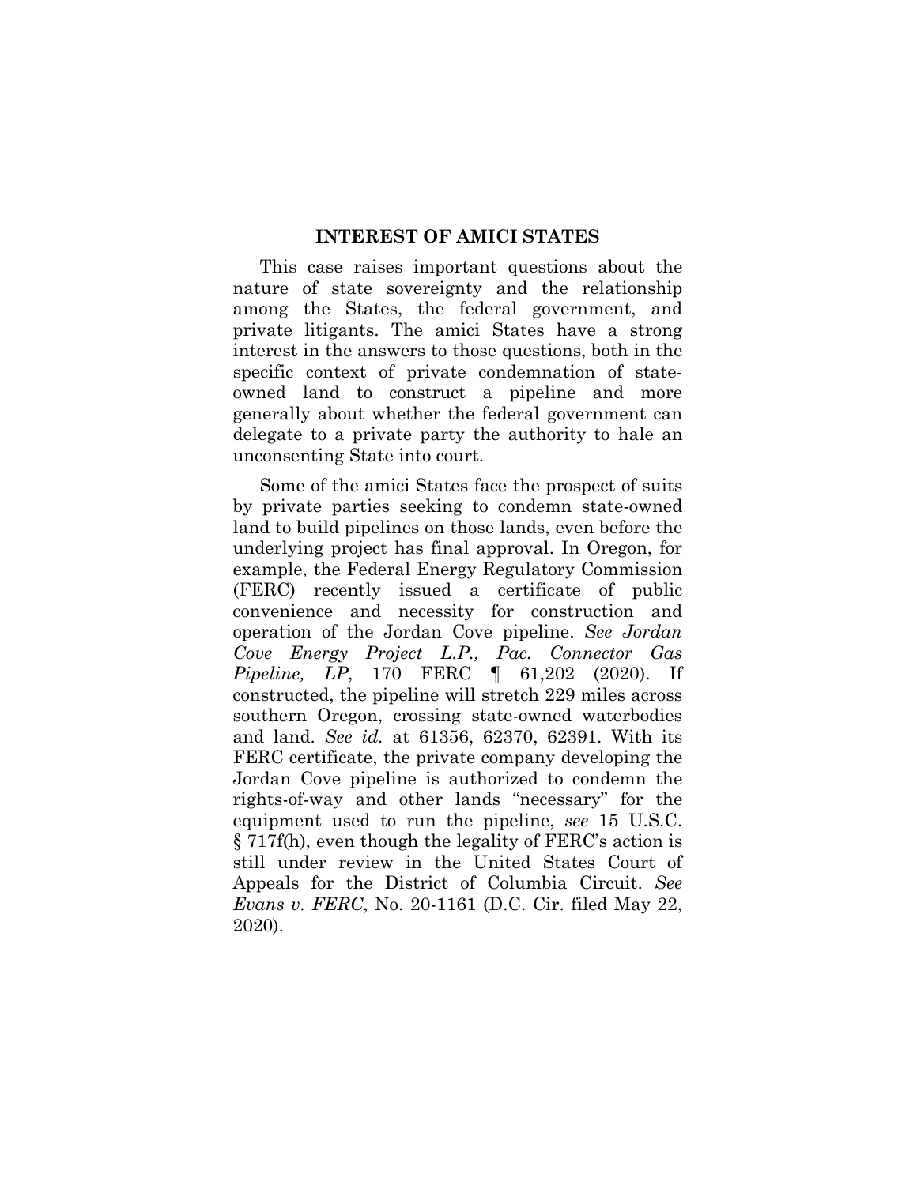## INTEREST OF AMICI STATES

This case raises important questions about the nature of state sovereignty and the relationship among the States, the federal government, and private litigants. The amici States have a strong interest in the answers to those questions, both in the specific context of private condemnation of state-owned land to construct a pipeline and more generally about whether the federal government can delegate to a private party the authority to hale an unconsenting State into court.

Some of the amici States face the prospect of suits by private parties seeking to condemn state-owned land to build pipelines on those lands, even before the underlying project has final approval. In Oregon, for example, the Federal Energy Regulatory Commission (FERC) recently issued a certificate of public convenience and necessity for construction and operation of the Jordan Cove pipeline. *See Jordan Cove Energy Project L.P., Pac. Connector Gas Pipeline, LP*, 170 FERC ¶ 61,202 (2020). If constructed, the pipeline will stretch 229 miles across southern Oregon, crossing state-owned waterbodies and land. *See id.* at 61356, 62370, 62391. With its FERC certificate, the private company developing the Jordan Cove pipeline is authorized to condemn the rights-of-way and other lands "necessary" for the equipment used to run the pipeline, *see* 15 U.S.C. § 717f(h), even though the legality of FERC's action is still under review in the United States Court of Appeals for the District of Columbia Circuit. *See Evans v. FERC*, No. 20-1161 (D.C. Cir. filed May 22, 2020).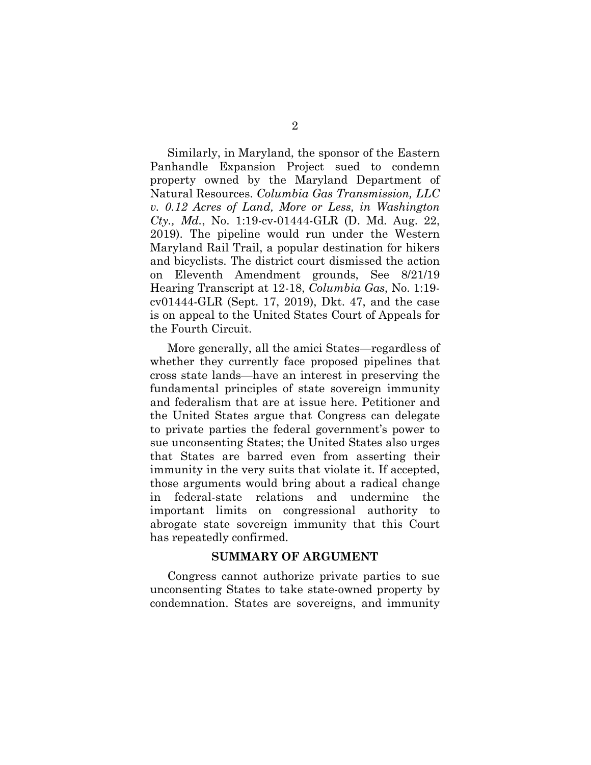Similarly, in Maryland, the sponsor of the Eastern Panhandle Expansion Project sued to condemn property owned by the Maryland Department of Natural Resources. *Columbia Gas Transmission, LLC v. 0.12 Acres of Land, More or Less, in Washington Cty., Md.*, No. 1:19-cv-01444-GLR (D. Md. Aug. 22, 2019). The pipeline would run under the Western Maryland Rail Trail, a popular destination for hikers and bicyclists. The district court dismissed the action on Eleventh Amendment grounds, See 8/21/19 Hearing Transcript at 12-18, *Columbia Gas*, No. 1:19-cv01444-GLR (Sept. 17, 2019), Dkt. 47, and the case is on appeal to the United States Court of Appeals for the Fourth Circuit.

More generally, all the amici States—regardless of whether they currently face proposed pipelines that cross state lands—have an interest in preserving the fundamental principles of state sovereign immunity and federalism that are at issue here. Petitioner and the United States argue that Congress can delegate to private parties the federal government's power to sue unconsenting States; the United States also urges that States are barred even from asserting their immunity in the very suits that violate it. If accepted, those arguments would bring about a radical change in federal-state relations and undermine the important limits on congressional authority to abrogate state sovereign immunity that this Court has repeatedly confirmed.

## SUMMARY OF ARGUMENT

Congress cannot authorize private parties to sue unconsenting States to take state-owned property by condemnation. States are sovereigns, and immunity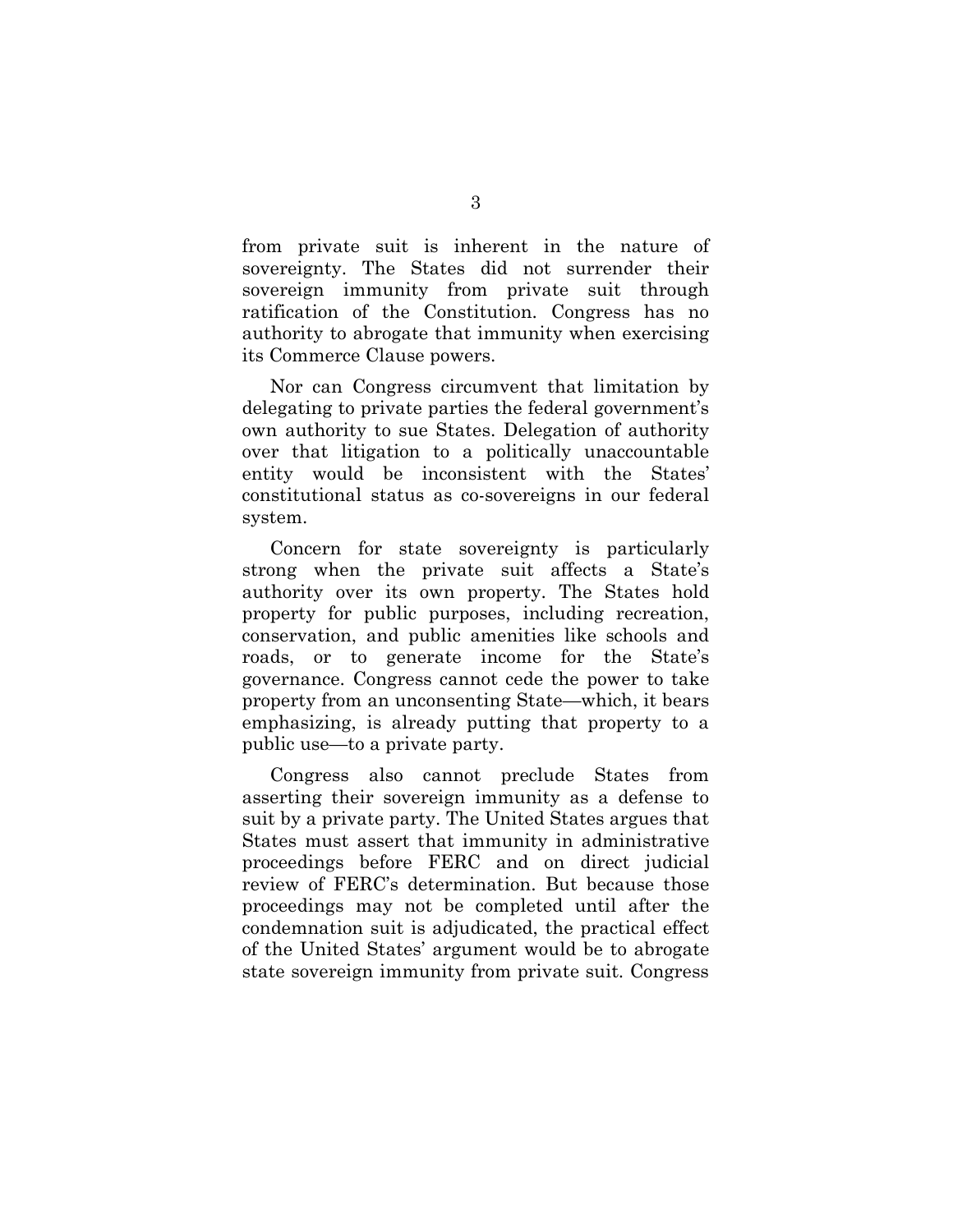from private suit is inherent in the nature of sovereignty. The States did not surrender their sovereign immunity from private suit through ratification of the Constitution. Congress has no authority to abrogate that immunity when exercising its Commerce Clause powers.

Nor can Congress circumvent that limitation by delegating to private parties the federal government's own authority to sue States. Delegation of authority over that litigation to a politically unaccountable entity would be inconsistent with the States' constitutional status as co-sovereigns in our federal system.

Concern for state sovereignty is particularly strong when the private suit affects a State's authority over its own property. The States hold property for public purposes, including recreation, conservation, and public amenities like schools and roads, or to generate income for the State's governance. Congress cannot cede the power to take property from an unconsenting State—which, it bears emphasizing, is already putting that property to a public use—to a private party.

Congress also cannot preclude States from asserting their sovereign immunity as a defense to suit by a private party. The United States argues that States must assert that immunity in administrative proceedings before FERC and on direct judicial review of FERC's determination. But because those proceedings may not be completed until after the condemnation suit is adjudicated, the practical effect of the United States' argument would be to abrogate state sovereign immunity from private suit. Congress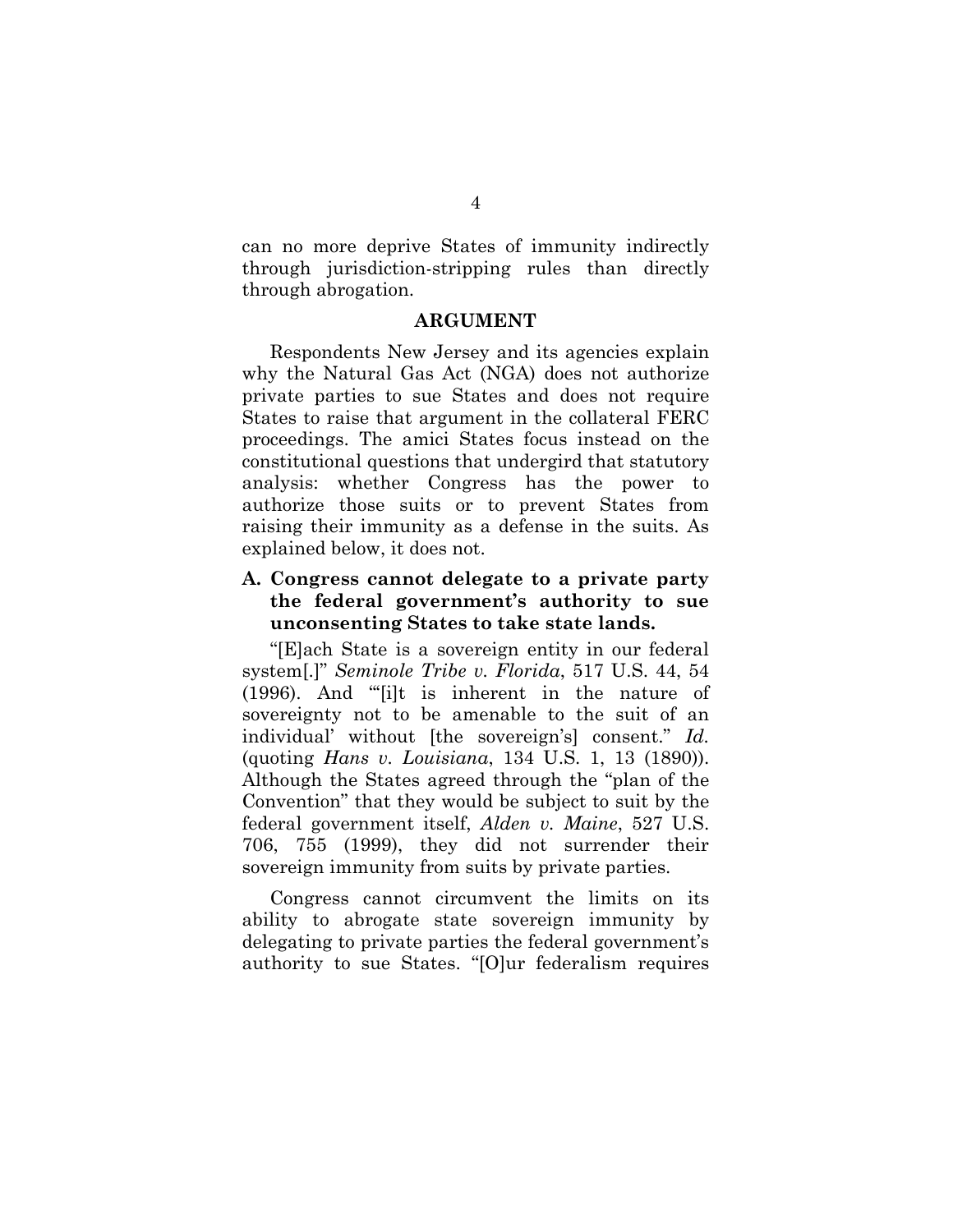can no more deprive States of immunity indirectly through jurisdiction-stripping rules than directly through abrogation.

## ARGUMENT

Respondents New Jersey and its agencies explain why the Natural Gas Act (NGA) does not authorize private parties to sue States and does not require States to raise that argument in the collateral FERC proceedings. The amici States focus instead on the constitutional questions that undergird that statutory analysis: whether Congress has the power to authorize those suits or to prevent States from raising their immunity as a defense in the suits. As explained below, it does not.

### A. Congress cannot delegate to a private party the federal government's authority to sue unconsenting States to take state lands.

"[E]ach State is a sovereign entity in our federal system[.]" *Seminole Tribe v. Florida*, 517 U.S. 44, 54 (1996). And "'[i]t is inherent in the nature of sovereignty not to be amenable to the suit of an individual' without [the sovereign's] consent." *Id.* (quoting *Hans v. Louisiana*, 134 U.S. 1, 13 (1890)). Although the States agreed through the "plan of the Convention" that they would be subject to suit by the federal government itself, *Alden v. Maine*, 527 U.S. 706, 755 (1999), they did not surrender their sovereign immunity from suits by private parties.

Congress cannot circumvent the limits on its ability to abrogate state sovereign immunity by delegating to private parties the federal government's authority to sue States. "[O]ur federalism requires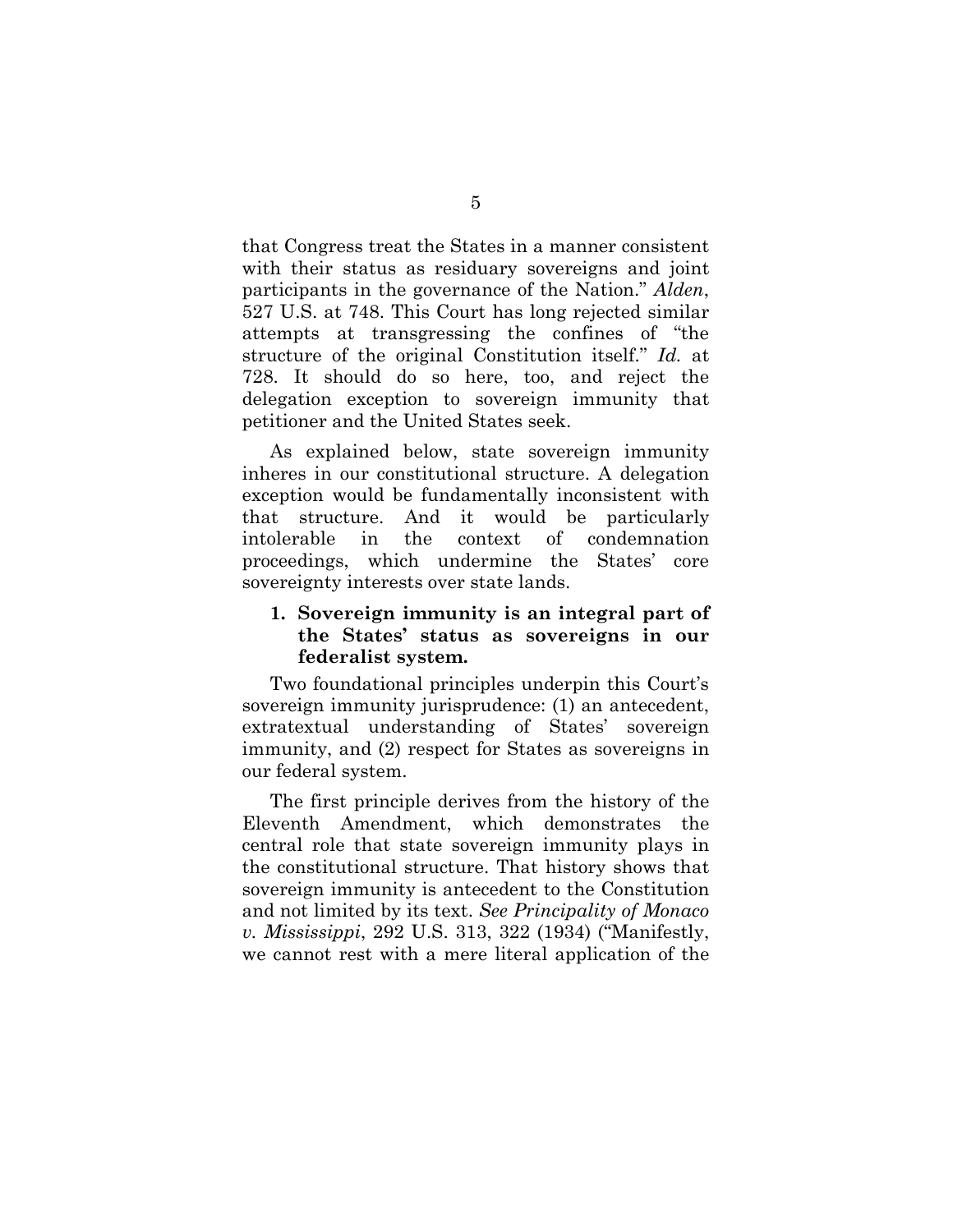that Congress treat the States in a manner consistent with their status as residuary sovereigns and joint participants in the governance of the Nation." *Alden*, 527 U.S. at 748. This Court has long rejected similar attempts at transgressing the confines of "the structure of the original Constitution itself." *Id.* at 728. It should do so here, too, and reject the delegation exception to sovereign immunity that petitioner and the United States seek.

As explained below, state sovereign immunity inheres in our constitutional structure. A delegation exception would be fundamentally inconsistent with that structure. And it would be particularly intolerable in the context of condemnation proceedings, which undermine the States' core sovereignty interests over state lands.

### 1. Sovereign immunity is an integral part of the States' status as sovereigns in our federalist system.

Two foundational principles underpin this Court's sovereign immunity jurisprudence: (1) an antecedent, extratextual understanding of States' sovereign immunity, and (2) respect for States as sovereigns in our federal system.

The first principle derives from the history of the Eleventh Amendment, which demonstrates the central role that state sovereign immunity plays in the constitutional structure. That history shows that sovereign immunity is antecedent to the Constitution and not limited by its text. *See Principality of Monaco v. Mississippi*, 292 U.S. 313, 322 (1934) ("Manifestly, we cannot rest with a mere literal application of the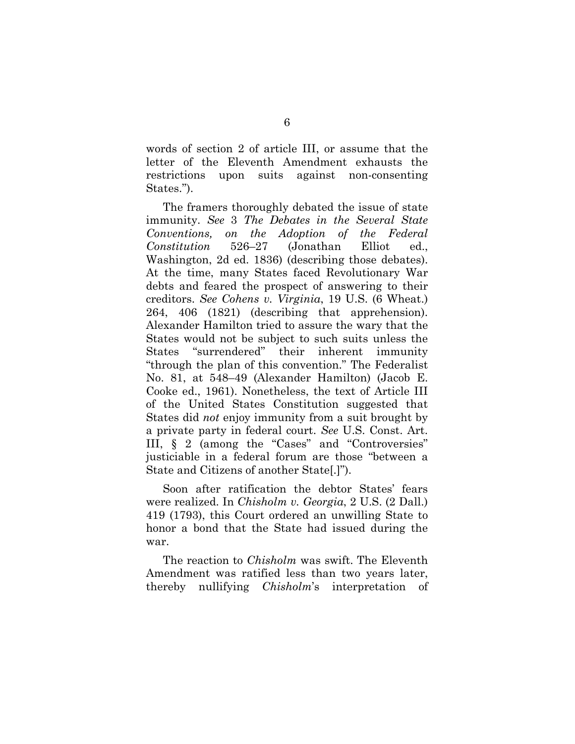words of section 2 of article III, or assume that the letter of the Eleventh Amendment exhausts the restrictions upon suits against non-consenting States.").

The framers thoroughly debated the issue of state immunity. *See* 3 *The Debates in the Several State Conventions, on the Adoption of the Federal Constitution* 526–27 (Jonathan Elliot ed., Washington, 2d ed. 1836) (describing those debates). At the time, many States faced Revolutionary War debts and feared the prospect of answering to their creditors. *See Cohens v. Virginia*, 19 U.S. (6 Wheat.) 264, 406 (1821) (describing that apprehension). Alexander Hamilton tried to assure the wary that the States would not be subject to such suits unless the States "surrendered" their inherent immunity "through the plan of this convention." The Federalist No. 81, at 548–49 (Alexander Hamilton) (Jacob E. Cooke ed., 1961). Nonetheless, the text of Article III of the United States Constitution suggested that States did *not* enjoy immunity from a suit brought by a private party in federal court. *See* U.S. Const. Art. III, § 2 (among the "Cases" and "Controversies" justiciable in a federal forum are those "between a State and Citizens of another State[.]").

Soon after ratification the debtor States' fears were realized. In *Chisholm v. Georgia*, 2 U.S. (2 Dall.) 419 (1793), this Court ordered an unwilling State to honor a bond that the State had issued during the war.

The reaction to *Chisholm* was swift. The Eleventh Amendment was ratified less than two years later, thereby nullifying *Chisholm*'s interpretation of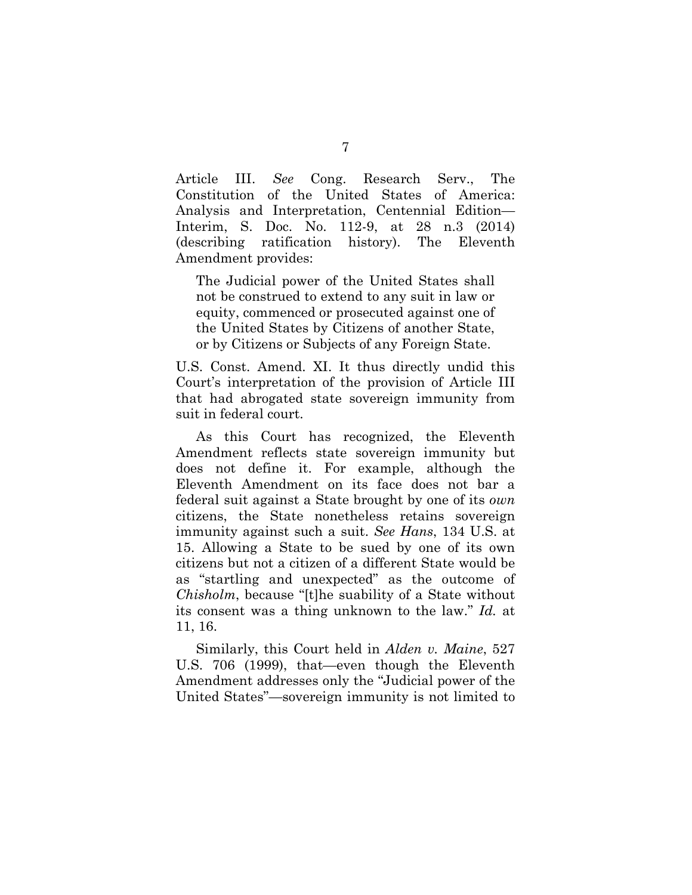Article III. *See* Cong. Research Serv., The Constitution of the United States of America: Analysis and Interpretation, Centennial Edition—Interim, S. Doc. No. 112-9, at 28 n.3 (2014) (describing ratification history). The Eleventh Amendment provides:

> The Judicial power of the United States shall not be construed to extend to any suit in law or equity, commenced or prosecuted against one of the United States by Citizens of another State, or by Citizens or Subjects of any Foreign State.

U.S. Const. Amend. XI. It thus directly undid this Court's interpretation of the provision of Article III that had abrogated state sovereign immunity from suit in federal court.

As this Court has recognized, the Eleventh Amendment reflects state sovereign immunity but does not define it. For example, although the Eleventh Amendment on its face does not bar a federal suit against a State brought by one of its *own* citizens, the State nonetheless retains sovereign immunity against such a suit. *See Hans*, 134 U.S. at 15. Allowing a State to be sued by one of its own citizens but not a citizen of a different State would be as "startling and unexpected" as the outcome of *Chisholm*, because "[t]he suability of a State without its consent was a thing unknown to the law." *Id.* at 11, 16.

Similarly, this Court held in *Alden v. Maine*, 527 U.S. 706 (1999), that—even though the Eleventh Amendment addresses only the "Judicial power of the United States"—sovereign immunity is not limited to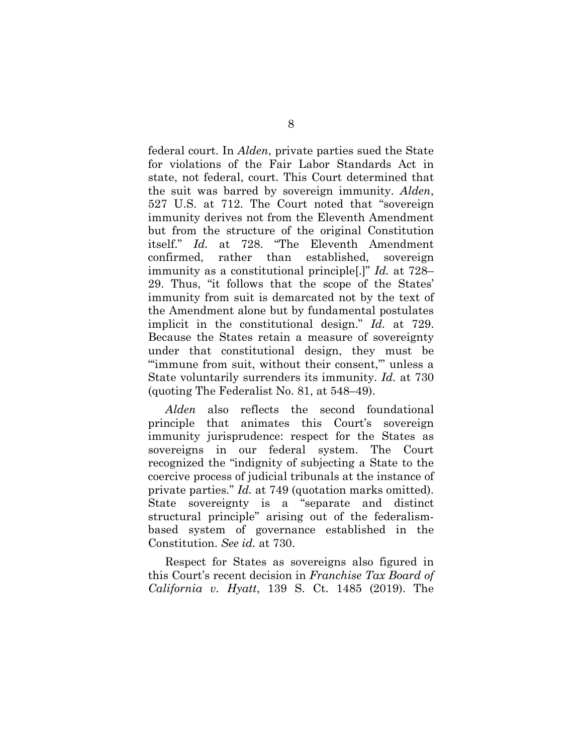federal court. In *Alden*, private parties sued the State for violations of the Fair Labor Standards Act in state, not federal, court. This Court determined that the suit was barred by sovereign immunity. *Alden*, 527 U.S. at 712. The Court noted that "sovereign immunity derives not from the Eleventh Amendment but from the structure of the original Constitution itself." *Id.* at 728. "The Eleventh Amendment confirmed, rather than established, sovereign immunity as a constitutional principle[.]" *Id.* at 728–29. Thus, "it follows that the scope of the States' immunity from suit is demarcated not by the text of the Amendment alone but by fundamental postulates implicit in the constitutional design." *Id.* at 729. Because the States retain a measure of sovereignty under that constitutional design, they must be "'immune from suit, without their consent,'" unless a State voluntarily surrenders its immunity. *Id.* at 730 (quoting The Federalist No. 81, at 548–49).

*Alden* also reflects the second foundational principle that animates this Court's sovereign immunity jurisprudence: respect for the States as sovereigns in our federal system. The Court recognized the "indignity of subjecting a State to the coercive process of judicial tribunals at the instance of private parties." *Id.* at 749 (quotation marks omitted). State sovereignty is a "separate and distinct structural principle" arising out of the federalism-based system of governance established in the Constitution. *See id.* at 730.

Respect for States as sovereigns also figured in this Court's recent decision in *Franchise Tax Board of California v. Hyatt*, 139 S. Ct. 1485 (2019). The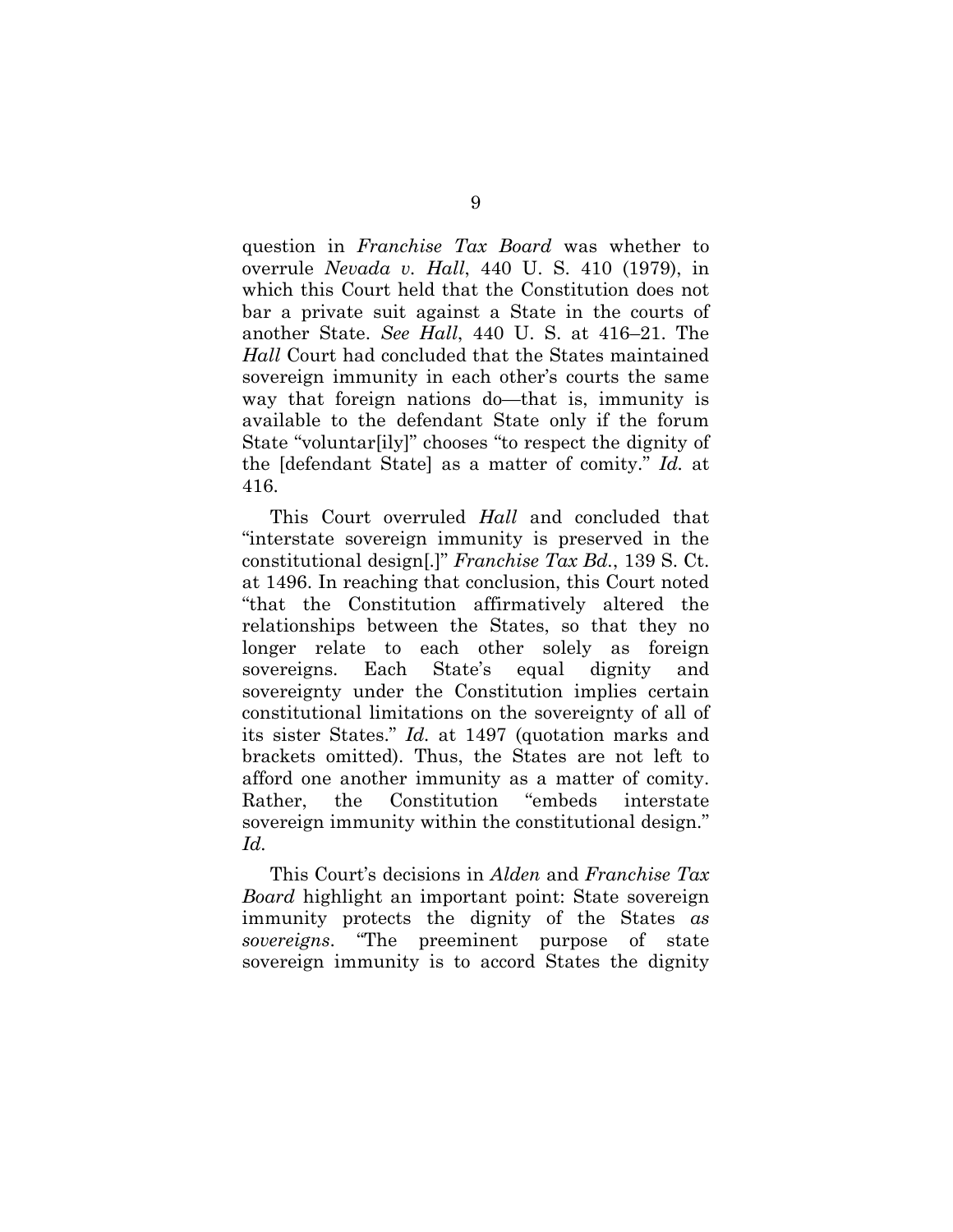question in *Franchise Tax Board* was whether to overrule *Nevada v. Hall*, 440 U. S. 410 (1979), in which this Court held that the Constitution does not bar a private suit against a State in the courts of another State. *See Hall*, 440 U. S. at 416–21. The *Hall* Court had concluded that the States maintained sovereign immunity in each other's courts the same way that foreign nations do—that is, immunity is available to the defendant State only if the forum State "voluntar[ily]" chooses "to respect the dignity of the [defendant State] as a matter of comity." *Id.* at 416.

This Court overruled *Hall* and concluded that "interstate sovereign immunity is preserved in the constitutional design[.]" *Franchise Tax Bd.*, 139 S. Ct. at 1496. In reaching that conclusion, this Court noted "that the Constitution affirmatively altered the relationships between the States, so that they no longer relate to each other solely as foreign sovereigns. Each State's equal dignity and sovereignty under the Constitution implies certain constitutional limitations on the sovereignty of all of its sister States." *Id.* at 1497 (quotation marks and brackets omitted). Thus, the States are not left to afford one another immunity as a matter of comity. Rather, the Constitution "embeds interstate sovereign immunity within the constitutional design." *Id.*

This Court's decisions in *Alden* and *Franchise Tax Board* highlight an important point: State sovereign immunity protects the dignity of the States *as sovereigns*. "The preeminent purpose of state sovereign immunity is to accord States the dignity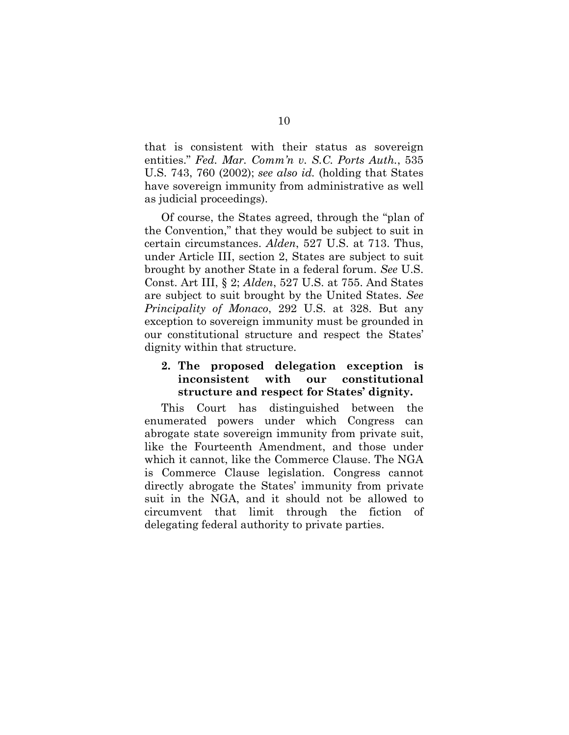that is consistent with their status as sovereign entities." *Fed. Mar. Comm'n v. S.C. Ports Auth.*, 535 U.S. 743, 760 (2002); *see also id.* (holding that States have sovereign immunity from administrative as well as judicial proceedings).

Of course, the States agreed, through the "plan of the Convention," that they would be subject to suit in certain circumstances. *Alden*, 527 U.S. at 713. Thus, under Article III, section 2, States are subject to suit brought by another State in a federal forum. *See* U.S. Const. Art III, § 2; *Alden*, 527 U.S. at 755. And States are subject to suit brought by the United States. *See Principality of Monaco*, 292 U.S. at 328. But any exception to sovereign immunity must be grounded in our constitutional structure and respect the States' dignity within that structure.

**2. The proposed delegation exception is inconsistent with our constitutional structure and respect for States' dignity.**

This Court has distinguished between the enumerated powers under which Congress can abrogate state sovereign immunity from private suit, like the Fourteenth Amendment, and those under which it cannot, like the Commerce Clause. The NGA is Commerce Clause legislation. Congress cannot directly abrogate the States' immunity from private suit in the NGA, and it should not be allowed to circumvent that limit through the fiction of delegating federal authority to private parties.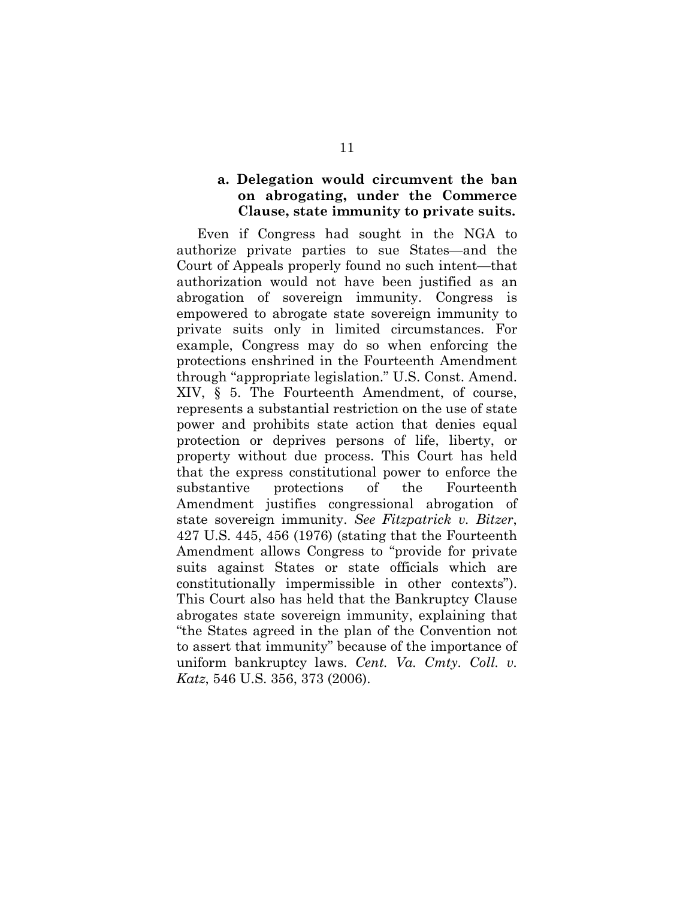#### a. Delegation would circumvent the ban on abrogating, under the Commerce Clause, state immunity to private suits.

Even if Congress had sought in the NGA to authorize private parties to sue States—and the Court of Appeals properly found no such intent—that authorization would not have been justified as an abrogation of sovereign immunity. Congress is empowered to abrogate state sovereign immunity to private suits only in limited circumstances. For example, Congress may do so when enforcing the protections enshrined in the Fourteenth Amendment through "appropriate legislation." U.S. Const. Amend. XIV, § 5. The Fourteenth Amendment, of course, represents a substantial restriction on the use of state power and prohibits state action that denies equal protection or deprives persons of life, liberty, or property without due process. This Court has held that the express constitutional power to enforce the substantive protections of the Fourteenth Amendment justifies congressional abrogation of state sovereign immunity. *See Fitzpatrick v. Bitzer*, 427 U.S. 445, 456 (1976) (stating that the Fourteenth Amendment allows Congress to "provide for private suits against States or state officials which are constitutionally impermissible in other contexts"). This Court also has held that the Bankruptcy Clause abrogates state sovereign immunity, explaining that "the States agreed in the plan of the Convention not to assert that immunity" because of the importance of uniform bankruptcy laws. *Cent. Va. Cmty. Coll. v. Katz*, 546 U.S. 356, 373 (2006).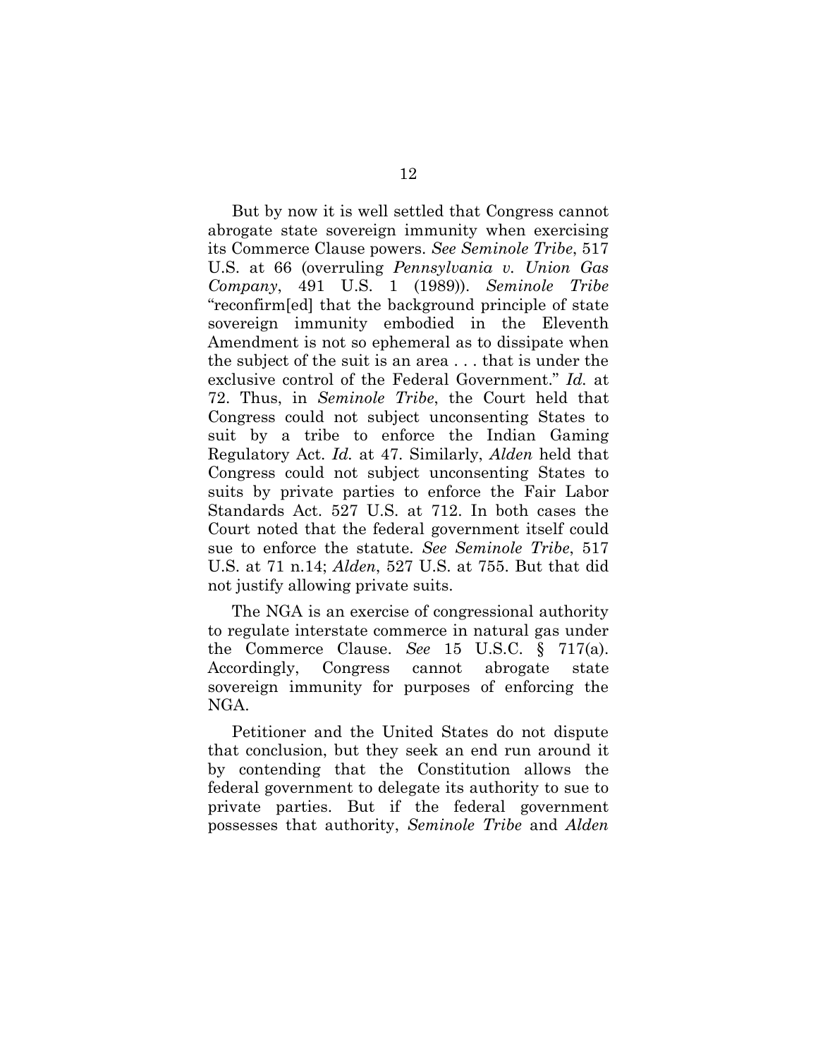But by now it is well settled that Congress cannot abrogate state sovereign immunity when exercising its Commerce Clause powers. *See Seminole Tribe*, 517 U.S. at 66 (overruling *Pennsylvania v. Union Gas Company*, 491 U.S. 1 (1989)). *Seminole Tribe* "reconfirm[ed] that the background principle of state sovereign immunity embodied in the Eleventh Amendment is not so ephemeral as to dissipate when the subject of the suit is an area . . . that is under the exclusive control of the Federal Government." *Id.* at 72. Thus, in *Seminole Tribe*, the Court held that Congress could not subject unconsenting States to suit by a tribe to enforce the Indian Gaming Regulatory Act. *Id.* at 47. Similarly, *Alden* held that Congress could not subject unconsenting States to suits by private parties to enforce the Fair Labor Standards Act. 527 U.S. at 712. In both cases the Court noted that the federal government itself could sue to enforce the statute. *See Seminole Tribe*, 517 U.S. at 71 n.14; *Alden*, 527 U.S. at 755. But that did not justify allowing private suits.

The NGA is an exercise of congressional authority to regulate interstate commerce in natural gas under the Commerce Clause. *See* 15 U.S.C. § 717(a). Accordingly, Congress cannot abrogate state sovereign immunity for purposes of enforcing the NGA.

Petitioner and the United States do not dispute that conclusion, but they seek an end run around it by contending that the Constitution allows the federal government to delegate its authority to sue to private parties. But if the federal government possesses that authority, *Seminole Tribe* and *Alden*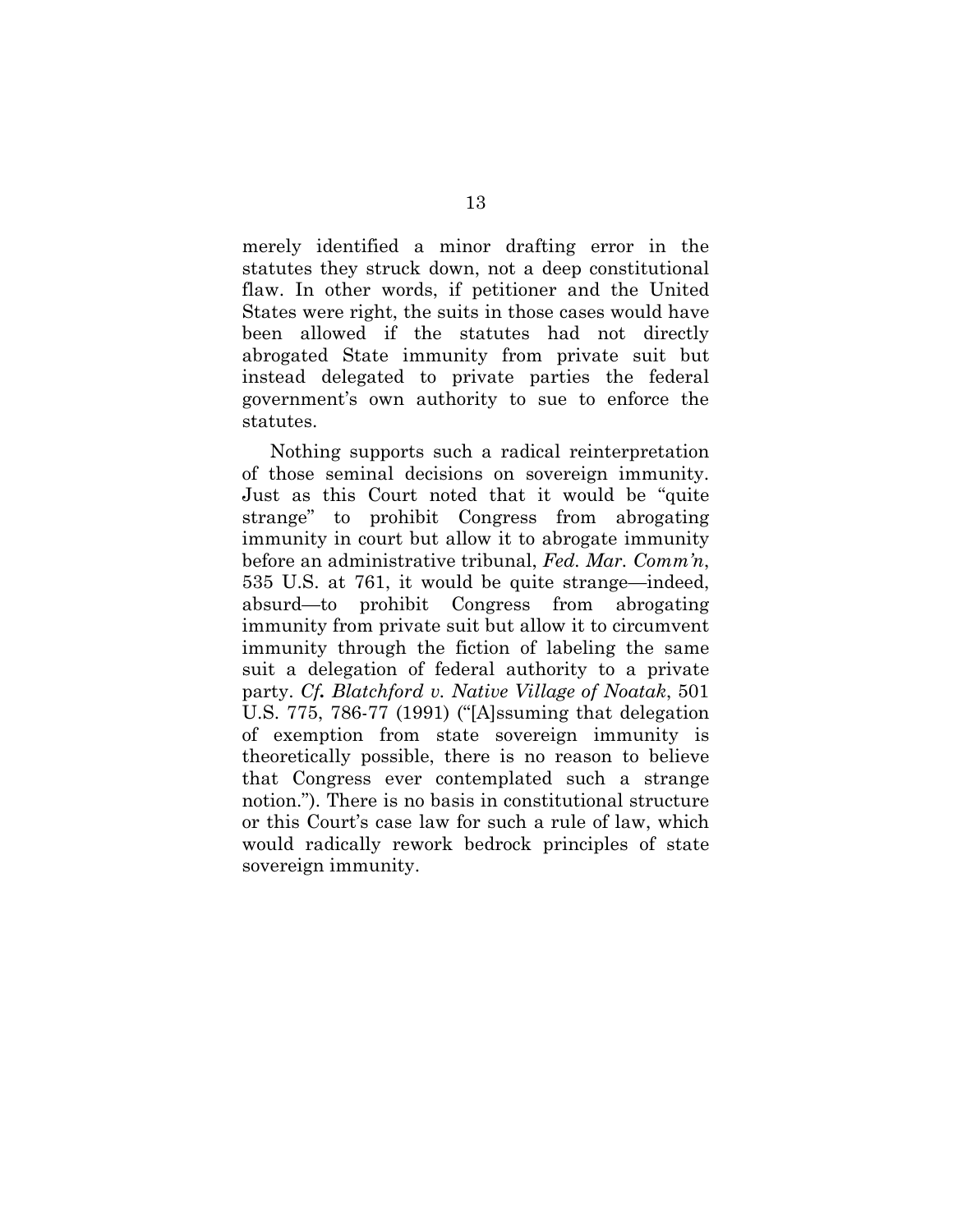merely identified a minor drafting error in the statutes they struck down, not a deep constitutional flaw. In other words, if petitioner and the United States were right, the suits in those cases would have been allowed if the statutes had not directly abrogated State immunity from private suit but instead delegated to private parties the federal government's own authority to sue to enforce the statutes.

Nothing supports such a radical reinterpretation of those seminal decisions on sovereign immunity. Just as this Court noted that it would be "quite strange" to prohibit Congress from abrogating immunity in court but allow it to abrogate immunity before an administrative tribunal, *Fed. Mar. Comm'n*, 535 U.S. at 761, it would be quite strange—indeed, absurd—to prohibit Congress from abrogating immunity from private suit but allow it to circumvent immunity through the fiction of labeling the same suit a delegation of federal authority to a private party. *Cf. Blatchford v. Native Village of Noatak*, 501 U.S. 775, 786-77 (1991) ("[A]ssuming that delegation of exemption from state sovereign immunity is theoretically possible, there is no reason to believe that Congress ever contemplated such a strange notion."). There is no basis in constitutional structure or this Court's case law for such a rule of law, which would radically rework bedrock principles of state sovereign immunity.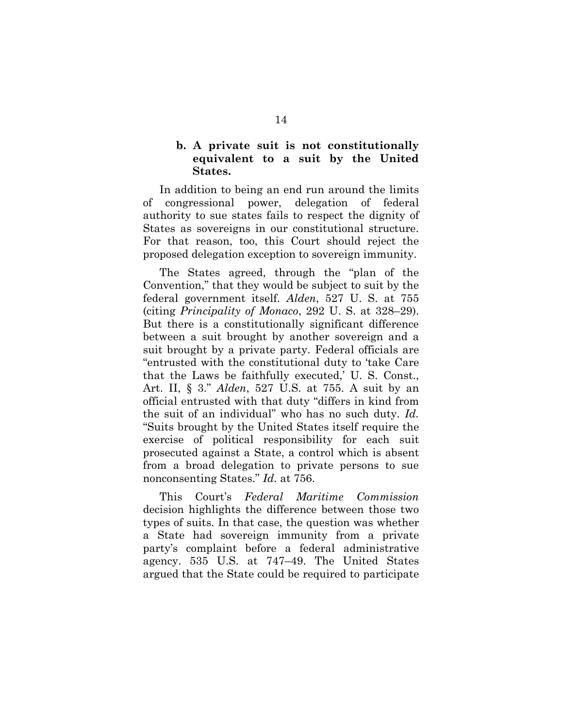#### b. A private suit is not constitutionally equivalent to a suit by the United States.

In addition to being an end run around the limits of congressional power, delegation of federal authority to sue states fails to respect the dignity of States as sovereigns in our constitutional structure. For that reason, too, this Court should reject the proposed delegation exception to sovereign immunity.

The States agreed, through the "plan of the Convention," that they would be subject to suit by the federal government itself. *Alden*, 527 U. S. at 755 (citing *Principality of Monaco*, 292 U. S. at 328–29). But there is a constitutionally significant difference between a suit brought by another sovereign and a suit brought by a private party. Federal officials are "entrusted with the constitutional duty to 'take Care that the Laws be faithfully executed,' U. S. Const., Art. II, § 3." *Alden*, 527 U.S. at 755. A suit by an official entrusted with that duty "differs in kind from the suit of an individual" who has no such duty. *Id.* "Suits brought by the United States itself require the exercise of political responsibility for each suit prosecuted against a State, a control which is absent from a broad delegation to private persons to sue nonconsenting States." *Id.* at 756.

This Court's *Federal Maritime Commission* decision highlights the difference between those two types of suits. In that case, the question was whether a State had sovereign immunity from a private party's complaint before a federal administrative agency. 535 U.S. at 747–49. The United States argued that the State could be required to participate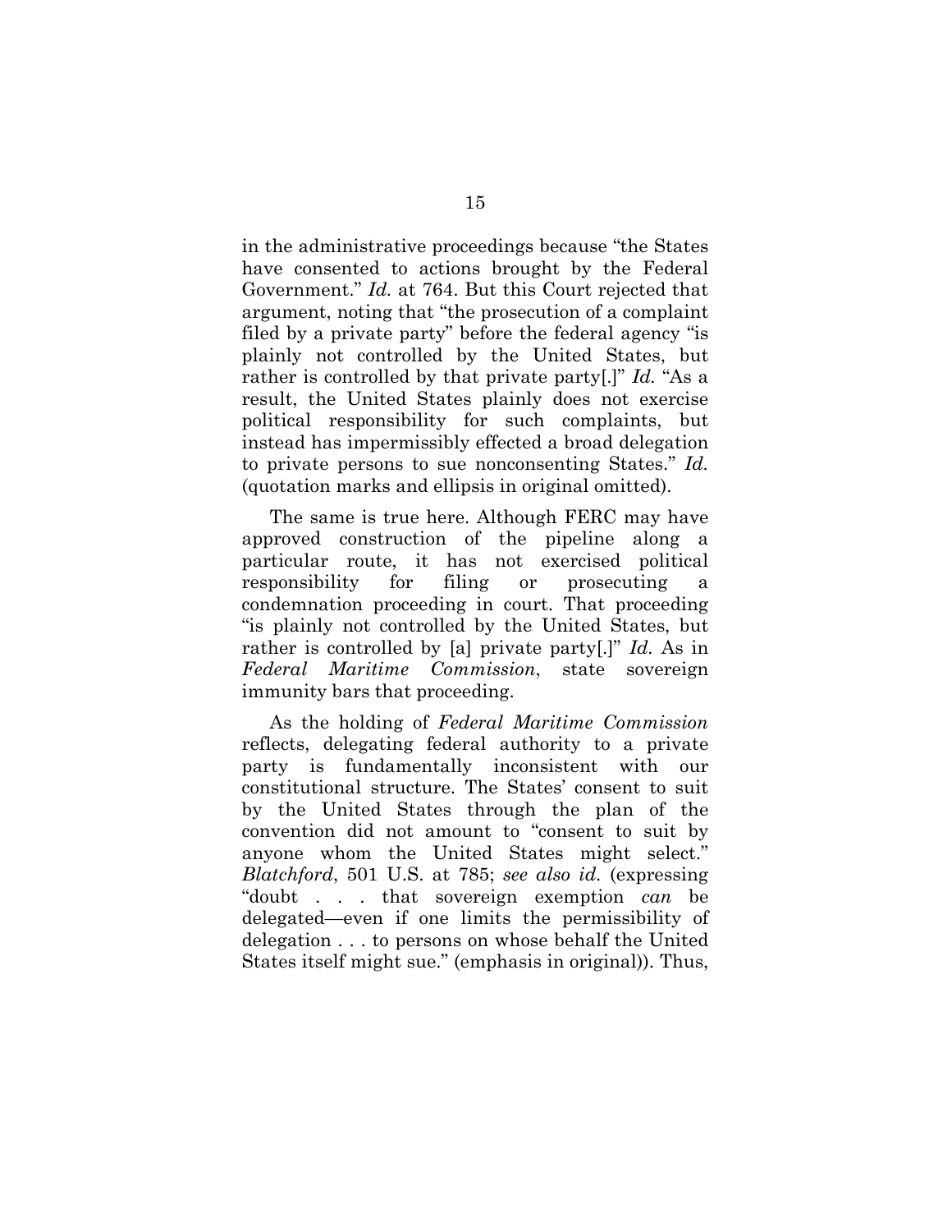in the administrative proceedings because "the States have consented to actions brought by the Federal Government." *Id.* at 764. But this Court rejected that argument, noting that "the prosecution of a complaint filed by a private party" before the federal agency "is plainly not controlled by the United States, but rather is controlled by that private party[.]" *Id.* "As a result, the United States plainly does not exercise political responsibility for such complaints, but instead has impermissibly effected a broad delegation to private persons to sue nonconsenting States." *Id.* (quotation marks and ellipsis in original omitted).

The same is true here. Although FERC may have approved construction of the pipeline along a particular route, it has not exercised political responsibility for filing or prosecuting a condemnation proceeding in court. That proceeding "is plainly not controlled by the United States, but rather is controlled by [a] private party[.]" *Id.* As in *Federal Maritime Commission*, state sovereign immunity bars that proceeding.

As the holding of *Federal Maritime Commission* reflects, delegating federal authority to a private party is fundamentally inconsistent with our constitutional structure. The States' consent to suit by the United States through the plan of the convention did not amount to "consent to suit by anyone whom the United States might select." *Blatchford*, 501 U.S. at 785; *see also id.* (expressing "doubt . . . that sovereign exemption *can* be delegated—even if one limits the permissibility of delegation . . . to persons on whose behalf the United States itself might sue." (emphasis in original)). Thus,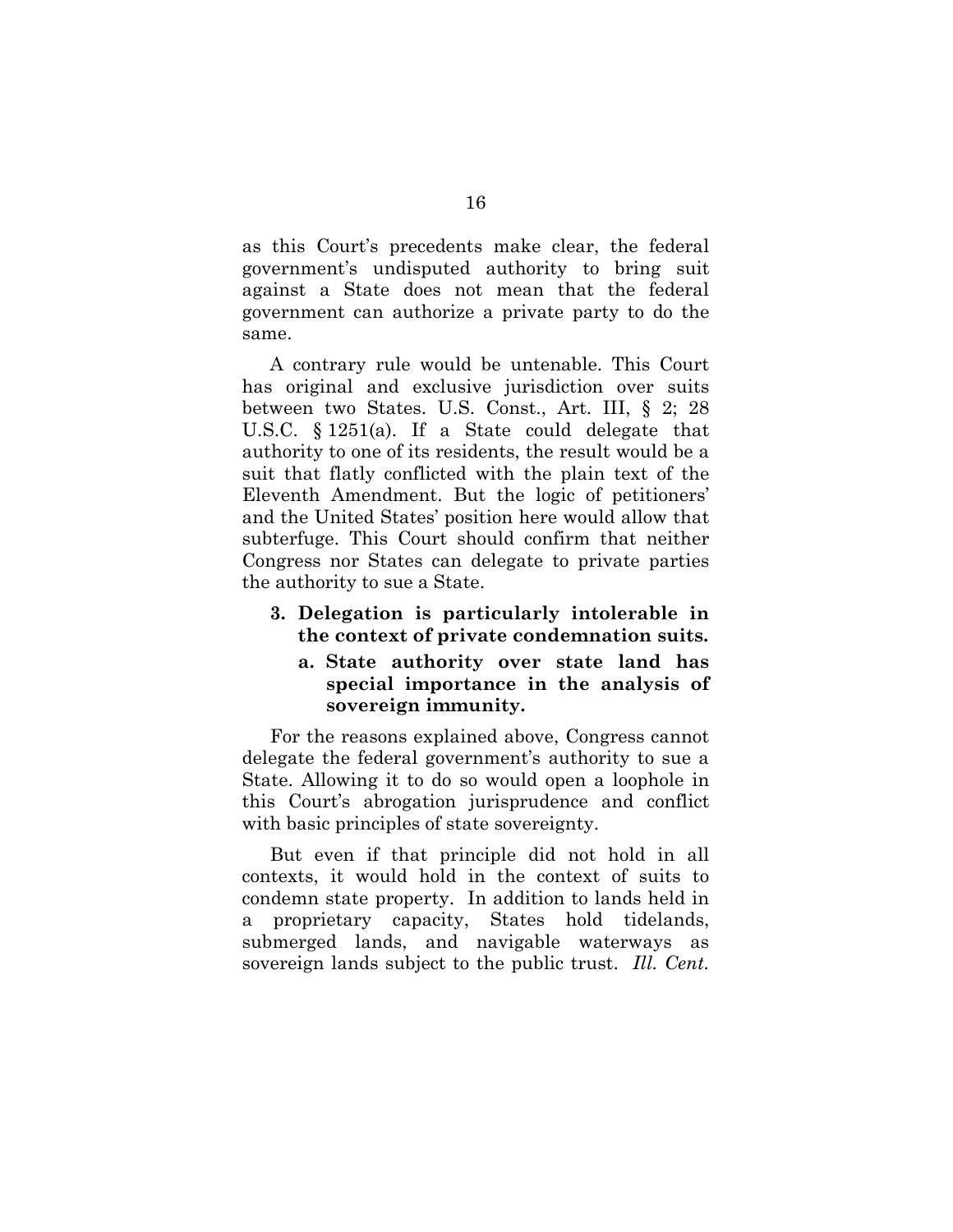as this Court's precedents make clear, the federal government's undisputed authority to bring suit against a State does not mean that the federal government can authorize a private party to do the same.

A contrary rule would be untenable. This Court has original and exclusive jurisdiction over suits between two States. U.S. Const., Art. III, § 2; 28 U.S.C. § 1251(a). If a State could delegate that authority to one of its residents, the result would be a suit that flatly conflicted with the plain text of the Eleventh Amendment. But the logic of petitioners' and the United States' position here would allow that subterfuge. This Court should confirm that neither Congress nor States can delegate to private parties the authority to sue a State.

**3. Delegation is particularly intolerable in the context of private condemnation suits.**

**a. State authority over state land has special importance in the analysis of sovereign immunity.**

For the reasons explained above, Congress cannot delegate the federal government's authority to sue a State. Allowing it to do so would open a loophole in this Court's abrogation jurisprudence and conflict with basic principles of state sovereignty.

But even if that principle did not hold in all contexts, it would hold in the context of suits to condemn state property. In addition to lands held in a proprietary capacity, States hold tidelands, submerged lands, and navigable waterways as sovereign lands subject to the public trust. *Ill. Cent.*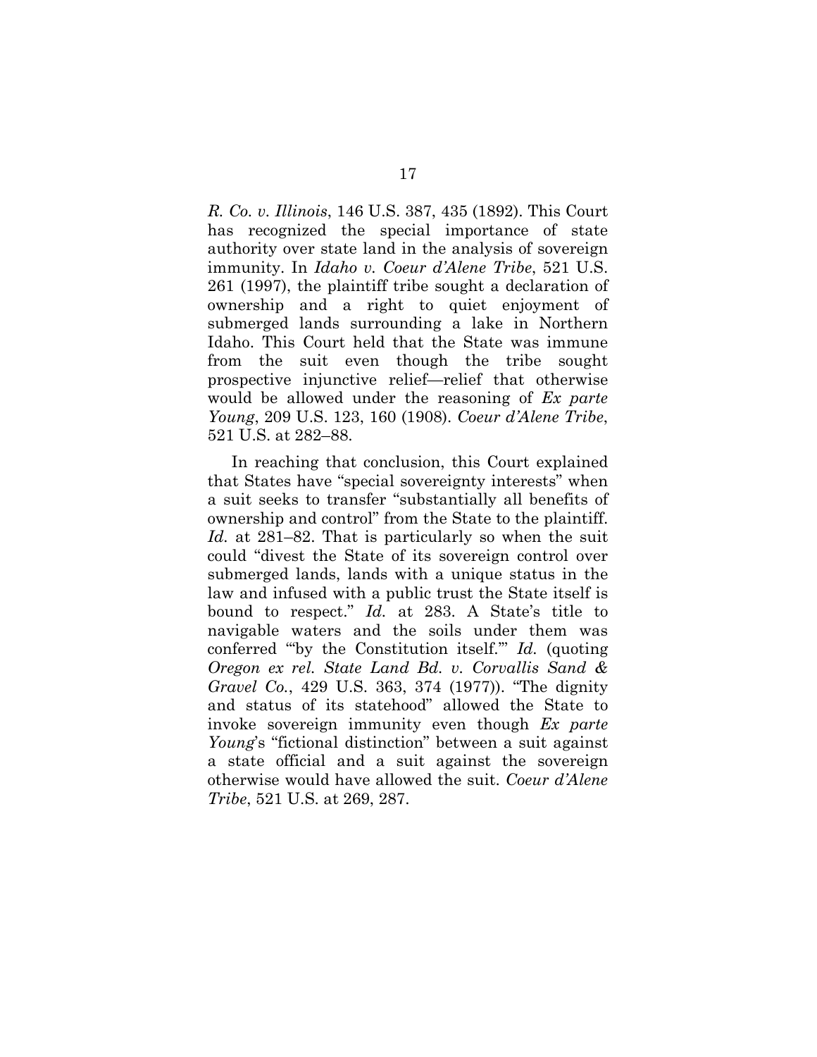*R. Co. v. Illinois*, 146 U.S. 387, 435 (1892). This Court has recognized the special importance of state authority over state land in the analysis of sovereign immunity. In *Idaho v. Coeur d'Alene Tribe*, 521 U.S. 261 (1997), the plaintiff tribe sought a declaration of ownership and a right to quiet enjoyment of submerged lands surrounding a lake in Northern Idaho. This Court held that the State was immune from the suit even though the tribe sought prospective injunctive relief—relief that otherwise would be allowed under the reasoning of *Ex parte Young*, 209 U.S. 123, 160 (1908). *Coeur d'Alene Tribe*, 521 U.S. at 282–88.

In reaching that conclusion, this Court explained that States have "special sovereignty interests" when a suit seeks to transfer "substantially all benefits of ownership and control" from the State to the plaintiff. *Id.* at 281–82. That is particularly so when the suit could "divest the State of its sovereign control over submerged lands, lands with a unique status in the law and infused with a public trust the State itself is bound to respect." *Id.* at 283. A State's title to navigable waters and the soils under them was conferred "'by the Constitution itself.'" *Id.* (quoting *Oregon ex rel. State Land Bd. v. Corvallis Sand & Gravel Co.*, 429 U.S. 363, 374 (1977)). "The dignity and status of its statehood" allowed the State to invoke sovereign immunity even though *Ex parte Young*'s "fictional distinction" between a suit against a state official and a suit against the sovereign otherwise would have allowed the suit. *Coeur d'Alene Tribe*, 521 U.S. at 269, 287.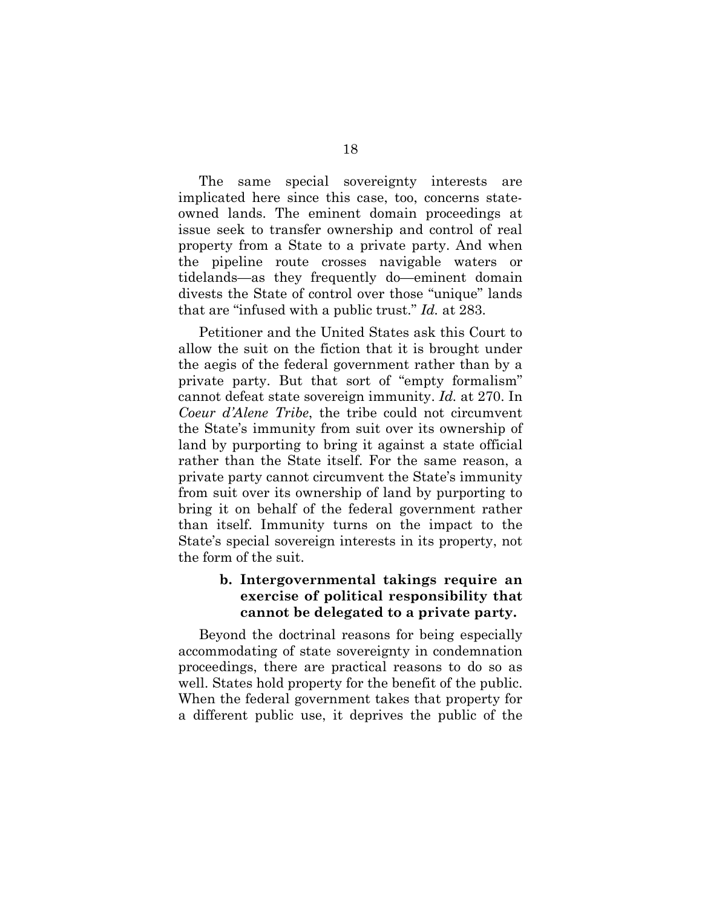The same special sovereignty interests are implicated here since this case, too, concerns state-owned lands. The eminent domain proceedings at issue seek to transfer ownership and control of real property from a State to a private party. And when the pipeline route crosses navigable waters or tidelands—as they frequently do—eminent domain divests the State of control over those "unique" lands that are "infused with a public trust." *Id.* at 283.

Petitioner and the United States ask this Court to allow the suit on the fiction that it is brought under the aegis of the federal government rather than by a private party. But that sort of "empty formalism" cannot defeat state sovereign immunity. *Id.* at 270. In *Coeur d'Alene Tribe*, the tribe could not circumvent the State's immunity from suit over its ownership of land by purporting to bring it against a state official rather than the State itself. For the same reason, a private party cannot circumvent the State's immunity from suit over its ownership of land by purporting to bring it on behalf of the federal government rather than itself. Immunity turns on the impact to the State's special sovereign interests in its property, not the form of the suit.

#### b. Intergovernmental takings require an exercise of political responsibility that cannot be delegated to a private party.

Beyond the doctrinal reasons for being especially accommodating of state sovereignty in condemnation proceedings, there are practical reasons to do so as well. States hold property for the benefit of the public. When the federal government takes that property for a different public use, it deprives the public of the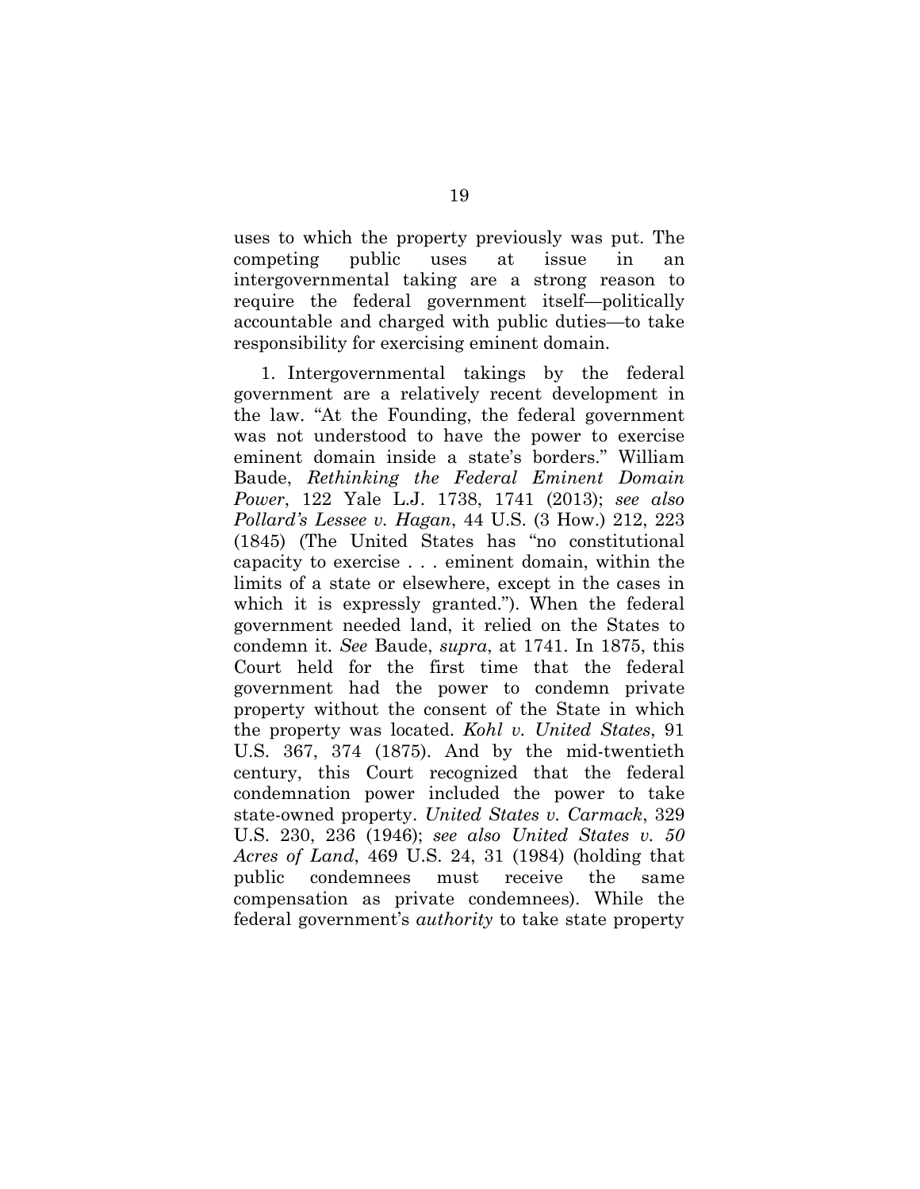uses to which the property previously was put. The competing public uses at issue in an intergovernmental taking are a strong reason to require the federal government itself—politically accountable and charged with public duties—to take responsibility for exercising eminent domain.

1. Intergovernmental takings by the federal government are a relatively recent development in the law. "At the Founding, the federal government was not understood to have the power to exercise eminent domain inside a state's borders." William Baude, *Rethinking the Federal Eminent Domain Power*, 122 Yale L.J. 1738, 1741 (2013); *see also Pollard's Lessee v. Hagan*, 44 U.S. (3 How.) 212, 223 (1845) (The United States has "no constitutional capacity to exercise . . . eminent domain, within the limits of a state or elsewhere, except in the cases in which it is expressly granted."). When the federal government needed land, it relied on the States to condemn it. *See* Baude, *supra*, at 1741. In 1875, this Court held for the first time that the federal government had the power to condemn private property without the consent of the State in which the property was located. *Kohl v. United States*, 91 U.S. 367, 374 (1875). And by the mid-twentieth century, this Court recognized that the federal condemnation power included the power to take state-owned property. *United States v. Carmack*, 329 U.S. 230, 236 (1946); *see also United States v. 50 Acres of Land*, 469 U.S. 24, 31 (1984) (holding that public condemnees must receive the same compensation as private condemnees). While the federal government's *authority* to take state property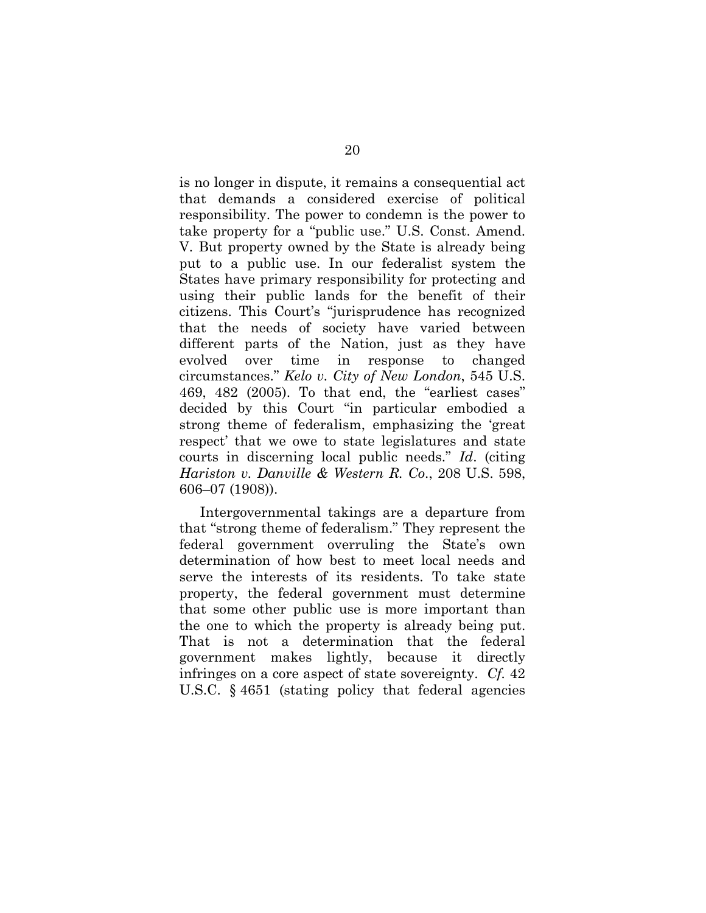is no longer in dispute, it remains a consequential act that demands a considered exercise of political responsibility. The power to condemn is the power to take property for a "public use." U.S. Const. Amend. V. But property owned by the State is already being put to a public use. In our federalist system the States have primary responsibility for protecting and using their public lands for the benefit of their citizens. This Court's "jurisprudence has recognized that the needs of society have varied between different parts of the Nation, just as they have evolved over time in response to changed circumstances." *Kelo v. City of New London*, 545 U.S. 469, 482 (2005). To that end, the "earliest cases" decided by this Court "in particular embodied a strong theme of federalism, emphasizing the 'great respect' that we owe to state legislatures and state courts in discerning local public needs." *Id*. (citing *Hariston v. Danville & Western R. Co.*, 208 U.S. 598, 606–07 (1908)).

Intergovernmental takings are a departure from that "strong theme of federalism." They represent the federal government overruling the State's own determination of how best to meet local needs and serve the interests of its residents. To take state property, the federal government must determine that some other public use is more important than the one to which the property is already being put. That is not a determination that the federal government makes lightly, because it directly infringes on a core aspect of state sovereignty. *Cf.* 42 U.S.C. § 4651 (stating policy that federal agencies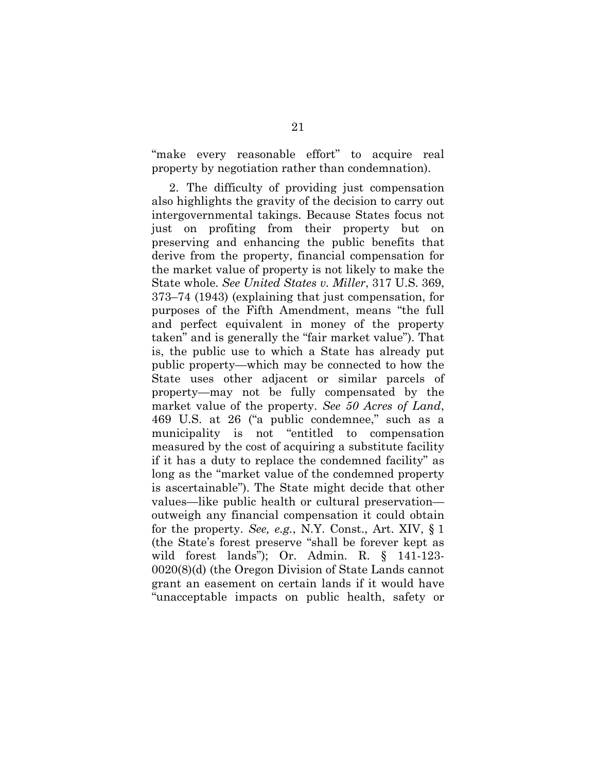"make every reasonable effort" to acquire real property by negotiation rather than condemnation).

2. The difficulty of providing just compensation also highlights the gravity of the decision to carry out intergovernmental takings. Because States focus not just on profiting from their property but on preserving and enhancing the public benefits that derive from the property, financial compensation for the market value of property is not likely to make the State whole. *See United States v. Miller*, 317 U.S. 369, 373–74 (1943) (explaining that just compensation, for purposes of the Fifth Amendment, means "the full and perfect equivalent in money of the property taken" and is generally the "fair market value"). That is, the public use to which a State has already put public property—which may be connected to how the State uses other adjacent or similar parcels of property—may not be fully compensated by the market value of the property. *See 50 Acres of Land*, 469 U.S. at 26 ("a public condemnee," such as a municipality is not "entitled to compensation measured by the cost of acquiring a substitute facility if it has a duty to replace the condemned facility" as long as the "market value of the condemned property is ascertainable"). The State might decide that other values—like public health or cultural preservation—outweigh any financial compensation it could obtain for the property. *See, e.g.*, N.Y. Const., Art. XIV, § 1 (the State's forest preserve "shall be forever kept as wild forest lands"); Or. Admin. R. § 141-123-0020(8)(d) (the Oregon Division of State Lands cannot grant an easement on certain lands if it would have "unacceptable impacts on public health, safety or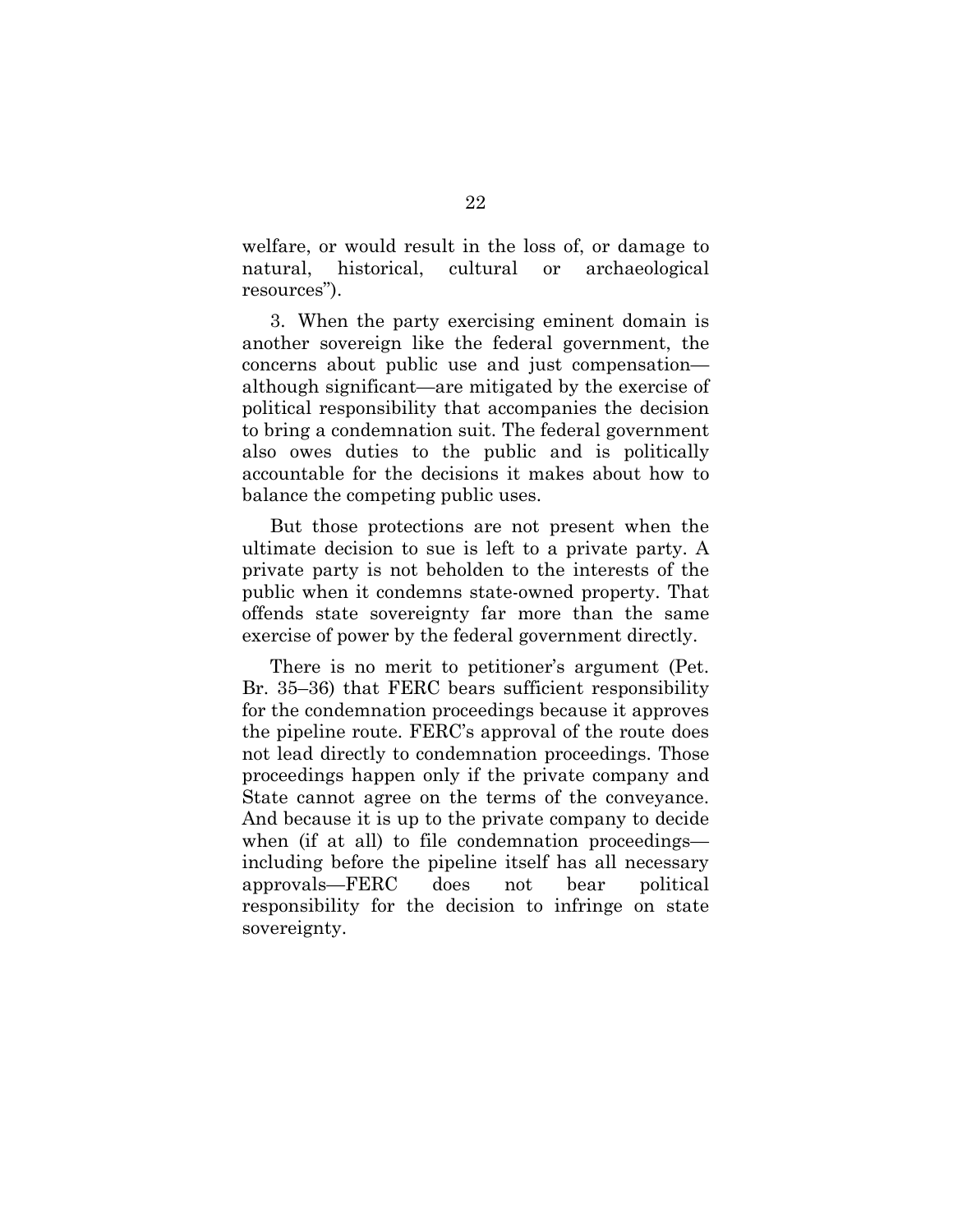welfare, or would result in the loss of, or damage to natural, historical, cultural or archaeological resources").

3. When the party exercising eminent domain is another sovereign like the federal government, the concerns about public use and just compensation—although significant—are mitigated by the exercise of political responsibility that accompanies the decision to bring a condemnation suit. The federal government also owes duties to the public and is politically accountable for the decisions it makes about how to balance the competing public uses.

But those protections are not present when the ultimate decision to sue is left to a private party. A private party is not beholden to the interests of the public when it condemns state-owned property. That offends state sovereignty far more than the same exercise of power by the federal government directly.

There is no merit to petitioner's argument (Pet. Br. 35–36) that FERC bears sufficient responsibility for the condemnation proceedings because it approves the pipeline route. FERC's approval of the route does not lead directly to condemnation proceedings. Those proceedings happen only if the private company and State cannot agree on the terms of the conveyance. And because it is up to the private company to decide when (if at all) to file condemnation proceedings—including before the pipeline itself has all necessary approvals—FERC does not bear political responsibility for the decision to infringe on state sovereignty.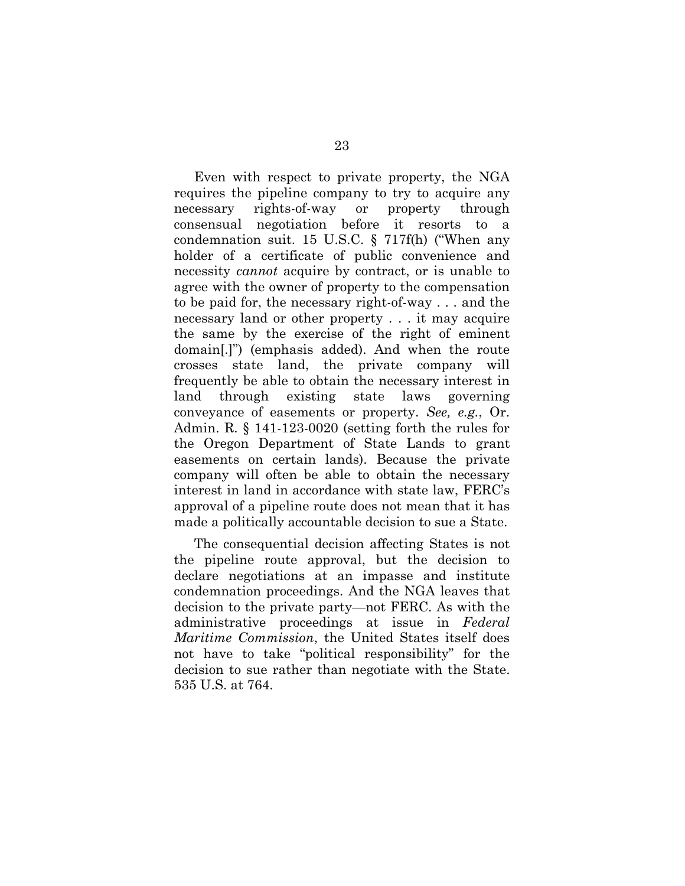Even with respect to private property, the NGA requires the pipeline company to try to acquire any necessary rights-of-way or property through consensual negotiation before it resorts to a condemnation suit. 15 U.S.C. § 717f(h) ("When any holder of a certificate of public convenience and necessity *cannot* acquire by contract, or is unable to agree with the owner of property to the compensation to be paid for, the necessary right-of-way . . . and the necessary land or other property . . . it may acquire the same by the exercise of the right of eminent domain[.]") (emphasis added). And when the route crosses state land, the private company will frequently be able to obtain the necessary interest in land through existing state laws governing conveyance of easements or property. *See, e.g.*, Or. Admin. R. § 141-123-0020 (setting forth the rules for the Oregon Department of State Lands to grant easements on certain lands). Because the private company will often be able to obtain the necessary interest in land in accordance with state law, FERC's approval of a pipeline route does not mean that it has made a politically accountable decision to sue a State.

The consequential decision affecting States is not the pipeline route approval, but the decision to declare negotiations at an impasse and institute condemnation proceedings. And the NGA leaves that decision to the private party—not FERC. As with the administrative proceedings at issue in *Federal Maritime Commission*, the United States itself does not have to take "political responsibility" for the decision to sue rather than negotiate with the State. 535 U.S. at 764.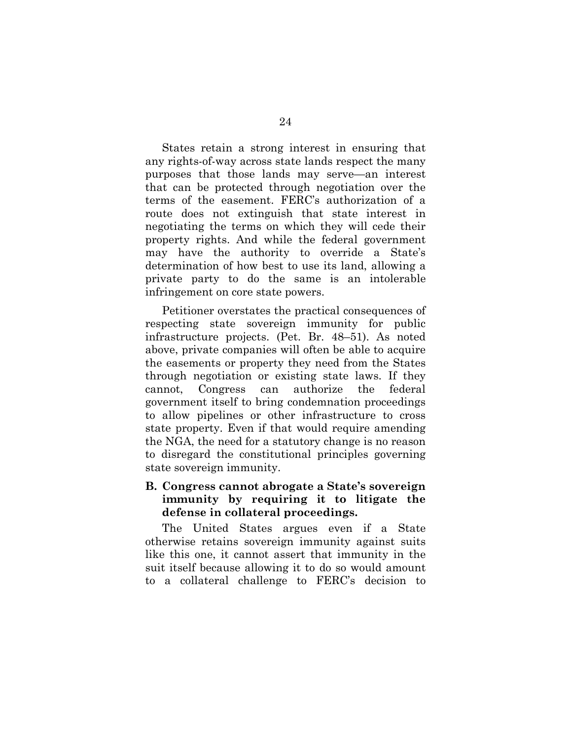States retain a strong interest in ensuring that any rights-of-way across state lands respect the many purposes that those lands may serve—an interest that can be protected through negotiation over the terms of the easement. FERC's authorization of a route does not extinguish that state interest in negotiating the terms on which they will cede their property rights. And while the federal government may have the authority to override a State's determination of how best to use its land, allowing a private party to do the same is an intolerable infringement on core state powers.

Petitioner overstates the practical consequences of respecting state sovereign immunity for public infrastructure projects. (Pet. Br. 48–51). As noted above, private companies will often be able to acquire the easements or property they need from the States through negotiation or existing state laws. If they cannot, Congress can authorize the federal government itself to bring condemnation proceedings to allow pipelines or other infrastructure to cross state property. Even if that would require amending the NGA, the need for a statutory change is no reason to disregard the constitutional principles governing state sovereign immunity.

### B. Congress cannot abrogate a State's sovereign immunity by requiring it to litigate the defense in collateral proceedings.

The United States argues even if a State otherwise retains sovereign immunity against suits like this one, it cannot assert that immunity in the suit itself because allowing it to do so would amount to a collateral challenge to FERC's decision to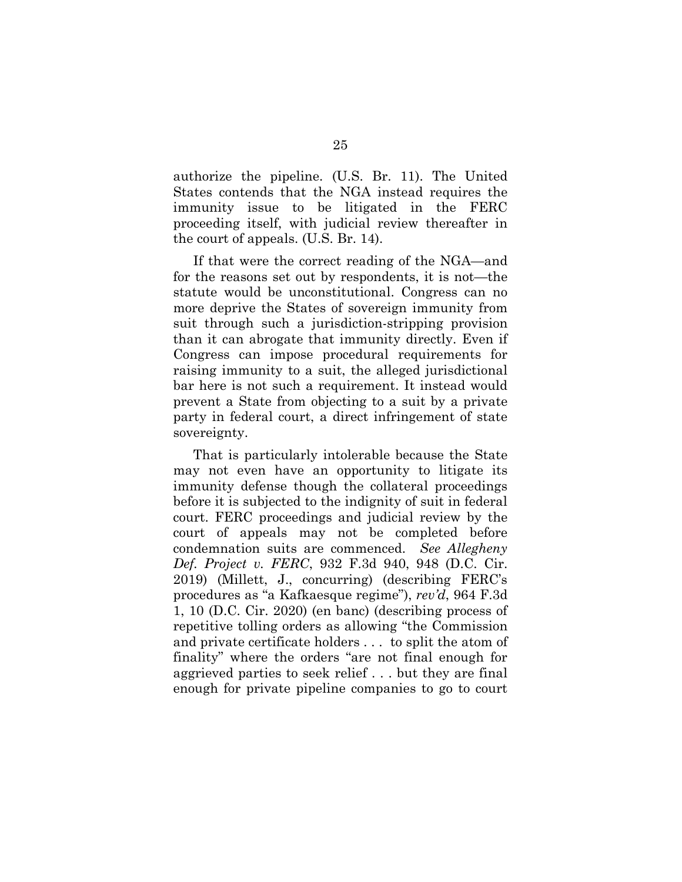authorize the pipeline. (U.S. Br. 11). The United States contends that the NGA instead requires the immunity issue to be litigated in the FERC proceeding itself, with judicial review thereafter in the court of appeals. (U.S. Br. 14).

If that were the correct reading of the NGA—and for the reasons set out by respondents, it is not—the statute would be unconstitutional. Congress can no more deprive the States of sovereign immunity from suit through such a jurisdiction-stripping provision than it can abrogate that immunity directly. Even if Congress can impose procedural requirements for raising immunity to a suit, the alleged jurisdictional bar here is not such a requirement. It instead would prevent a State from objecting to a suit by a private party in federal court, a direct infringement of state sovereignty.

That is particularly intolerable because the State may not even have an opportunity to litigate its immunity defense though the collateral proceedings before it is subjected to the indignity of suit in federal court. FERC proceedings and judicial review by the court of appeals may not be completed before condemnation suits are commenced. *See Allegheny Def. Project v. FERC*, 932 F.3d 940, 948 (D.C. Cir. 2019) (Millett, J., concurring) (describing FERC's procedures as "a Kafkaesque regime"), *rev'd*, 964 F.3d 1, 10 (D.C. Cir. 2020) (en banc) (describing process of repetitive tolling orders as allowing "the Commission and private certificate holders . . . to split the atom of finality" where the orders "are not final enough for aggrieved parties to seek relief . . . but they are final enough for private pipeline companies to go to court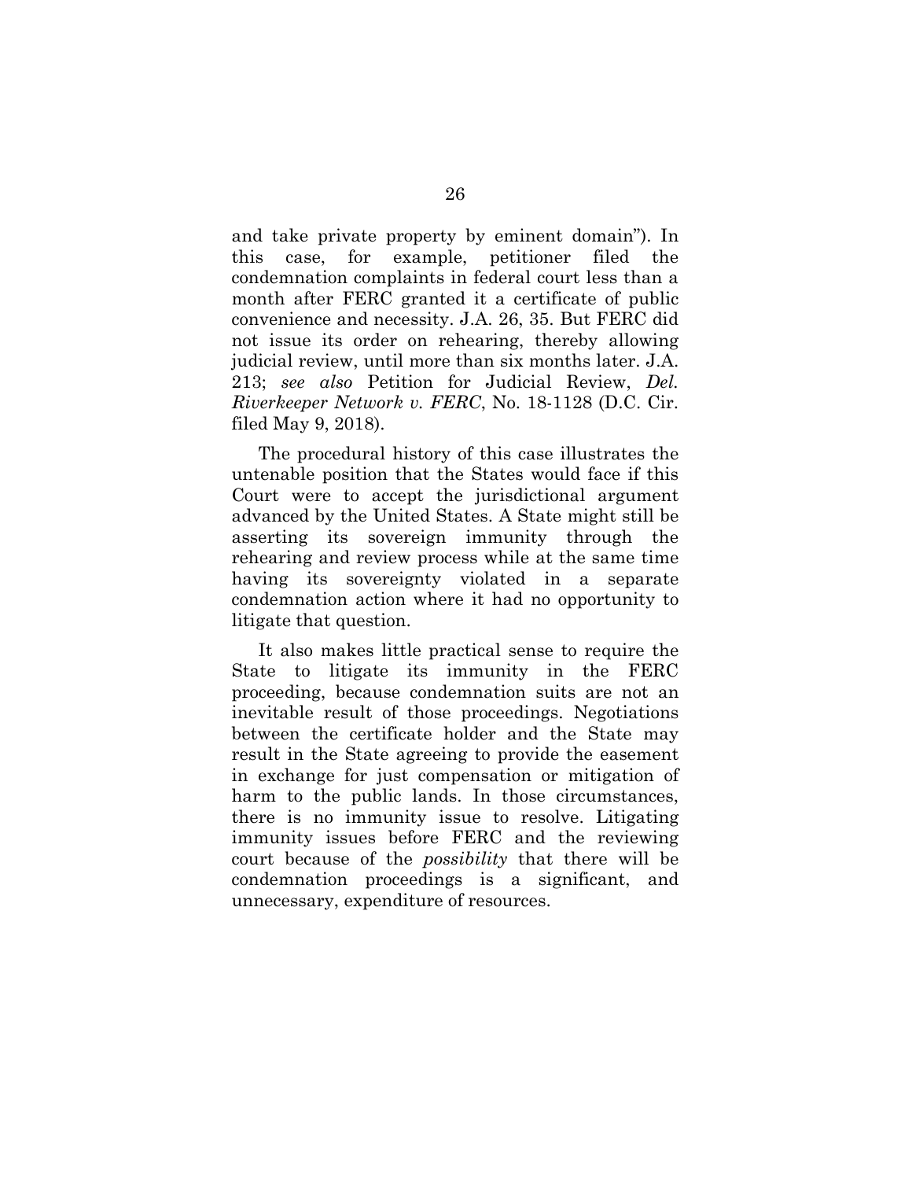and take private property by eminent domain"). In this case, for example, petitioner filed the condemnation complaints in federal court less than a month after FERC granted it a certificate of public convenience and necessity. J.A. 26, 35. But FERC did not issue its order on rehearing, thereby allowing judicial review, until more than six months later. J.A. 213; *see also* Petition for Judicial Review, *Del. Riverkeeper Network v. FERC*, No. 18-1128 (D.C. Cir. filed May 9, 2018).

The procedural history of this case illustrates the untenable position that the States would face if this Court were to accept the jurisdictional argument advanced by the United States. A State might still be asserting its sovereign immunity through the rehearing and review process while at the same time having its sovereignty violated in a separate condemnation action where it had no opportunity to litigate that question.

It also makes little practical sense to require the State to litigate its immunity in the FERC proceeding, because condemnation suits are not an inevitable result of those proceedings. Negotiations between the certificate holder and the State may result in the State agreeing to provide the easement in exchange for just compensation or mitigation of harm to the public lands. In those circumstances, there is no immunity issue to resolve. Litigating immunity issues before FERC and the reviewing court because of the *possibility* that there will be condemnation proceedings is a significant, and unnecessary, expenditure of resources.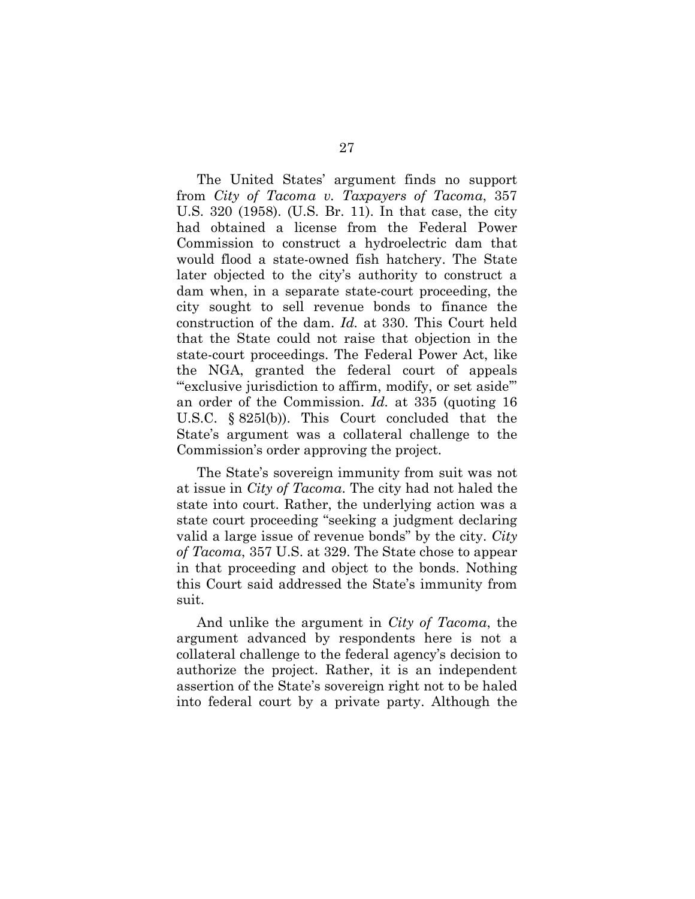The United States' argument finds no support from *City of Tacoma v. Taxpayers of Tacoma*, 357 U.S. 320 (1958). (U.S. Br. 11). In that case, the city had obtained a license from the Federal Power Commission to construct a hydroelectric dam that would flood a state-owned fish hatchery. The State later objected to the city's authority to construct a dam when, in a separate state-court proceeding, the city sought to sell revenue bonds to finance the construction of the dam. *Id.* at 330. This Court held that the State could not raise that objection in the state-court proceedings. The Federal Power Act, like the NGA, granted the federal court of appeals "'exclusive jurisdiction to affirm, modify, or set aside'" an order of the Commission. *Id.* at 335 (quoting 16 U.S.C. § 825l(b)). This Court concluded that the State's argument was a collateral challenge to the Commission's order approving the project.

The State's sovereign immunity from suit was not at issue in *City of Tacoma*. The city had not haled the state into court. Rather, the underlying action was a state court proceeding "seeking a judgment declaring valid a large issue of revenue bonds" by the city. *City of Tacoma*, 357 U.S. at 329. The State chose to appear in that proceeding and object to the bonds. Nothing this Court said addressed the State's immunity from suit.

And unlike the argument in *City of Tacoma*, the argument advanced by respondents here is not a collateral challenge to the federal agency's decision to authorize the project. Rather, it is an independent assertion of the State's sovereign right not to be haled into federal court by a private party. Although the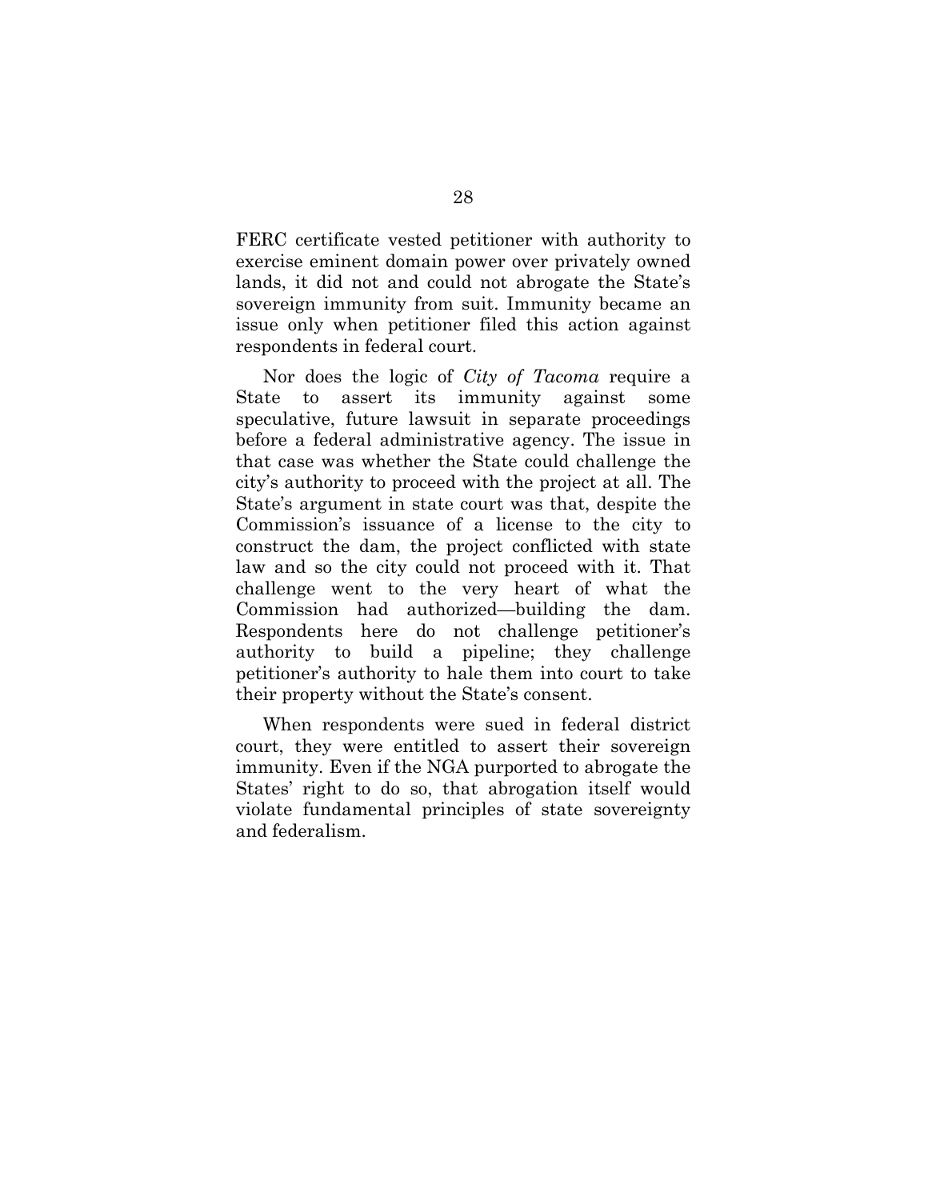FERC certificate vested petitioner with authority to exercise eminent domain power over privately owned lands, it did not and could not abrogate the State's sovereign immunity from suit. Immunity became an issue only when petitioner filed this action against respondents in federal court.

Nor does the logic of *City of Tacoma* require a State to assert its immunity against some speculative, future lawsuit in separate proceedings before a federal administrative agency. The issue in that case was whether the State could challenge the city's authority to proceed with the project at all. The State's argument in state court was that, despite the Commission's issuance of a license to the city to construct the dam, the project conflicted with state law and so the city could not proceed with it. That challenge went to the very heart of what the Commission had authorized—building the dam. Respondents here do not challenge petitioner's authority to build a pipeline; they challenge petitioner's authority to hale them into court to take their property without the State's consent.

When respondents were sued in federal district court, they were entitled to assert their sovereign immunity. Even if the NGA purported to abrogate the States' right to do so, that abrogation itself would violate fundamental principles of state sovereignty and federalism.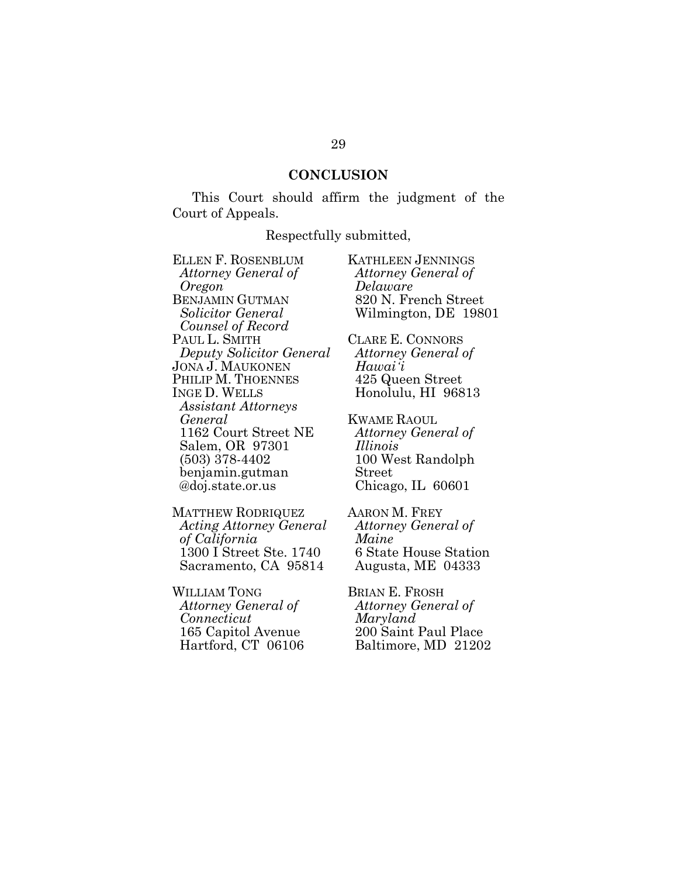## CONCLUSION

This Court should affirm the judgment of the Court of Appeals.

Respectfully submitted,

ELLEN F. ROSENBLUM
*Attorney General of Oregon*
BENJAMIN GUTMAN
*Solicitor General*
*Counsel of Record*
PAUL L. SMITH
*Deputy Solicitor General*
JONA J. MAUKONEN
PHILIP M. THOENNES
INGE D. WELLS
*Assistant Attorneys General*
1162 Court Street NE
Salem, OR 97301
(503) 378-4402
benjamin.gutman
@doj.state.or.us

MATTHEW RODRIQUEZ
*Acting Attorney General of California*
1300 I Street Ste. 1740
Sacramento, CA 95814

WILLIAM TONG
*Attorney General of Connecticut*
165 Capitol Avenue
Hartford, CT 06106

KATHLEEN JENNINGS
*Attorney General of Delaware*
820 N. French Street
Wilmington, DE 19801

CLARE E. CONNORS
*Attorney General of Hawai'i*
425 Queen Street
Honolulu, HI 96813

KWAME RAOUL
*Attorney General of Illinois*
100 West Randolph Street
Chicago, IL 60601

AARON M. FREY
*Attorney General of Maine*
6 State House Station
Augusta, ME 04333

BRIAN E. FROSH
*Attorney General of Maryland*
200 Saint Paul Place
Baltimore, MD 21202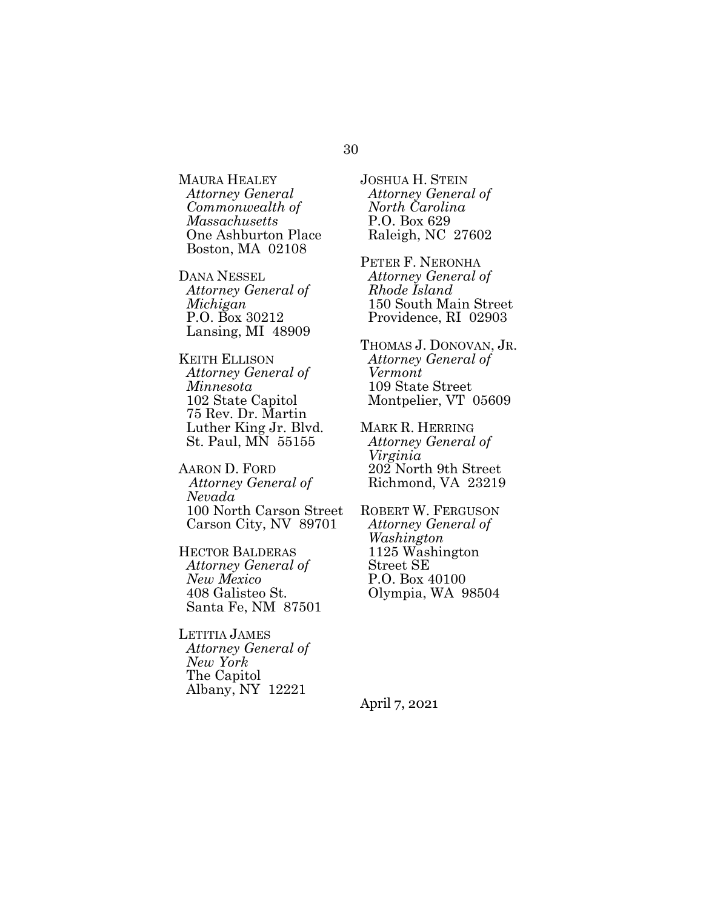MAURA HEALEY
*Attorney General*
*Commonwealth of Massachusetts*
One Ashburton Place
Boston, MA 02108

DANA NESSEL
*Attorney General of Michigan*
P.O. Box 30212
Lansing, MI 48909

KEITH ELLISON
*Attorney General of Minnesota*
102 State Capitol
75 Rev. Dr. Martin Luther King Jr. Blvd.
St. Paul, MN 55155

AARON D. FORD
*Attorney General of Nevada*
100 North Carson Street
Carson City, NV 89701

HECTOR BALDERAS
*Attorney General of New Mexico*
408 Galisteo St.
Santa Fe, NM 87501

LETITIA JAMES
*Attorney General of New York*
The Capitol
Albany, NY 12221

JOSHUA H. STEIN
*Attorney General of North Carolina*
P.O. Box 629
Raleigh, NC 27602

PETER F. NERONHA
*Attorney General of Rhode Island*
150 South Main Street
Providence, RI 02903

THOMAS J. DONOVAN, JR.
*Attorney General of Vermont*
109 State Street
Montpelier, VT 05609

MARK R. HERRING
*Attorney General of Virginia*
202 North 9th Street
Richmond, VA 23219

ROBERT W. FERGUSON
*Attorney General of Washington*
1125 Washington Street SE
P.O. Box 40100
Olympia, WA 98504

April 7, 2021